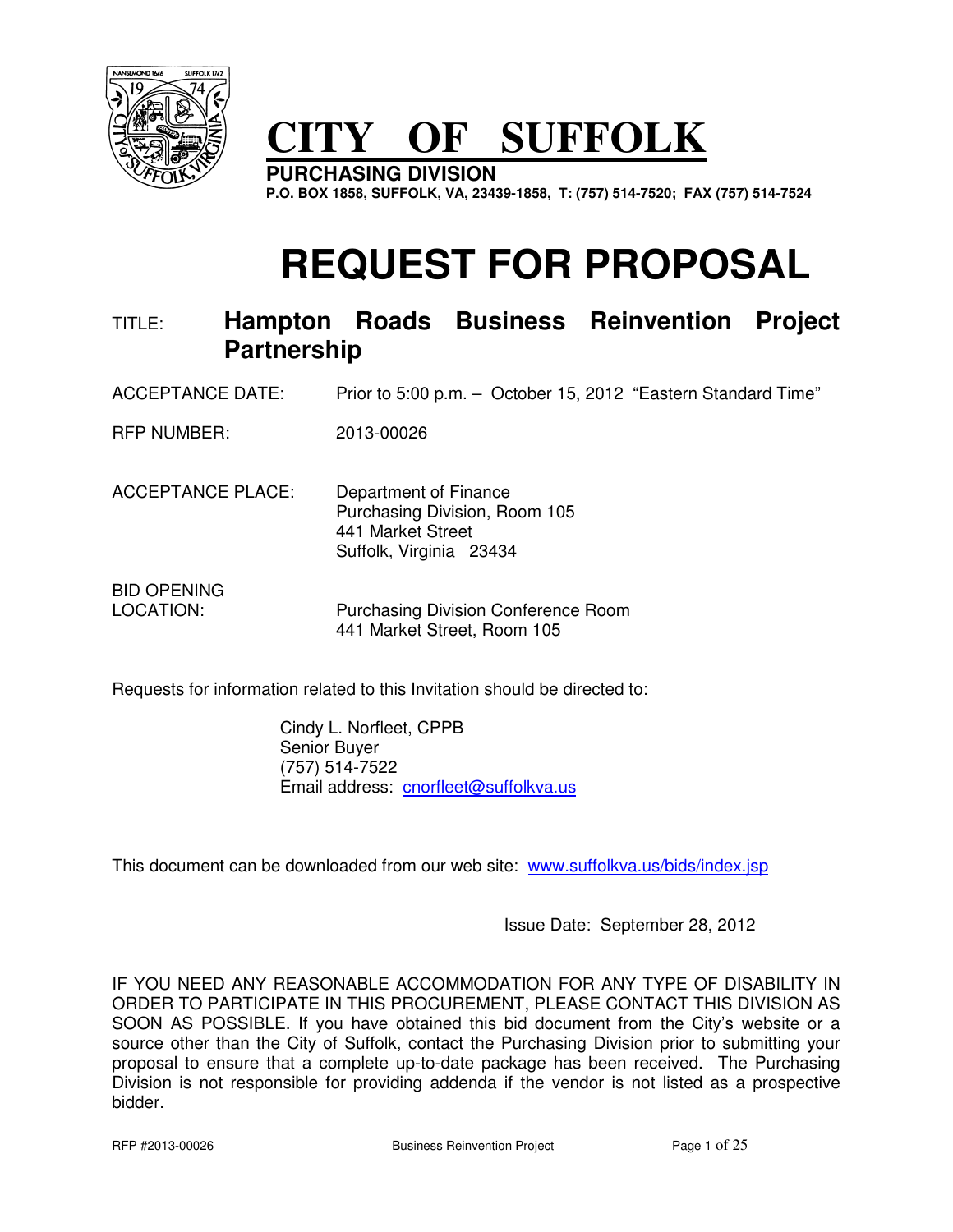# CITY OF SUFFOLK

**PURCHASING DIVISION**

**P.O. BOX 1858, SUFFOLK, VA, 23439-1858, T: (757) 514-7520; FAX (757) 514-7524**

# REQUEST FOR PROPOSAL

TITLE: **Hampton Roads Business Reinvention Project Partnership**

ACCEPTANCE DATE: Prior to 5:00 p.m. – October 15, 2012 "Eastern Standard Time"

RFP NUMBER: 2013-00026

ACCEPTANCE PLACE: Department of Finance
Purchasing Division, Room 105
441 Market Street
Suffolk, Virginia 23434

BID OPENING LOCATION: Purchasing Division Conference Room
441 Market Street, Room 105

Requests for information related to this Invitation should be directed to:

Cindy L. Norfleet, CPPB
Senior Buyer
(757) 514-7522
Email address: cnorfleet@suffolkva.us

This document can be downloaded from our web site: www.suffolkva.us/bids/index.jsp

Issue Date: September 28, 2012

IF YOU NEED ANY REASONABLE ACCOMMODATION FOR ANY TYPE OF DISABILITY IN ORDER TO PARTICIPATE IN THIS PROCUREMENT, PLEASE CONTACT THIS DIVISION AS SOON AS POSSIBLE. If you have obtained this bid document from the City's website or a source other than the City of Suffolk, contact the Purchasing Division prior to submitting your proposal to ensure that a complete up-to-date package has been received. The Purchasing Division is not responsible for providing addenda if the vendor is not listed as a prospective bidder.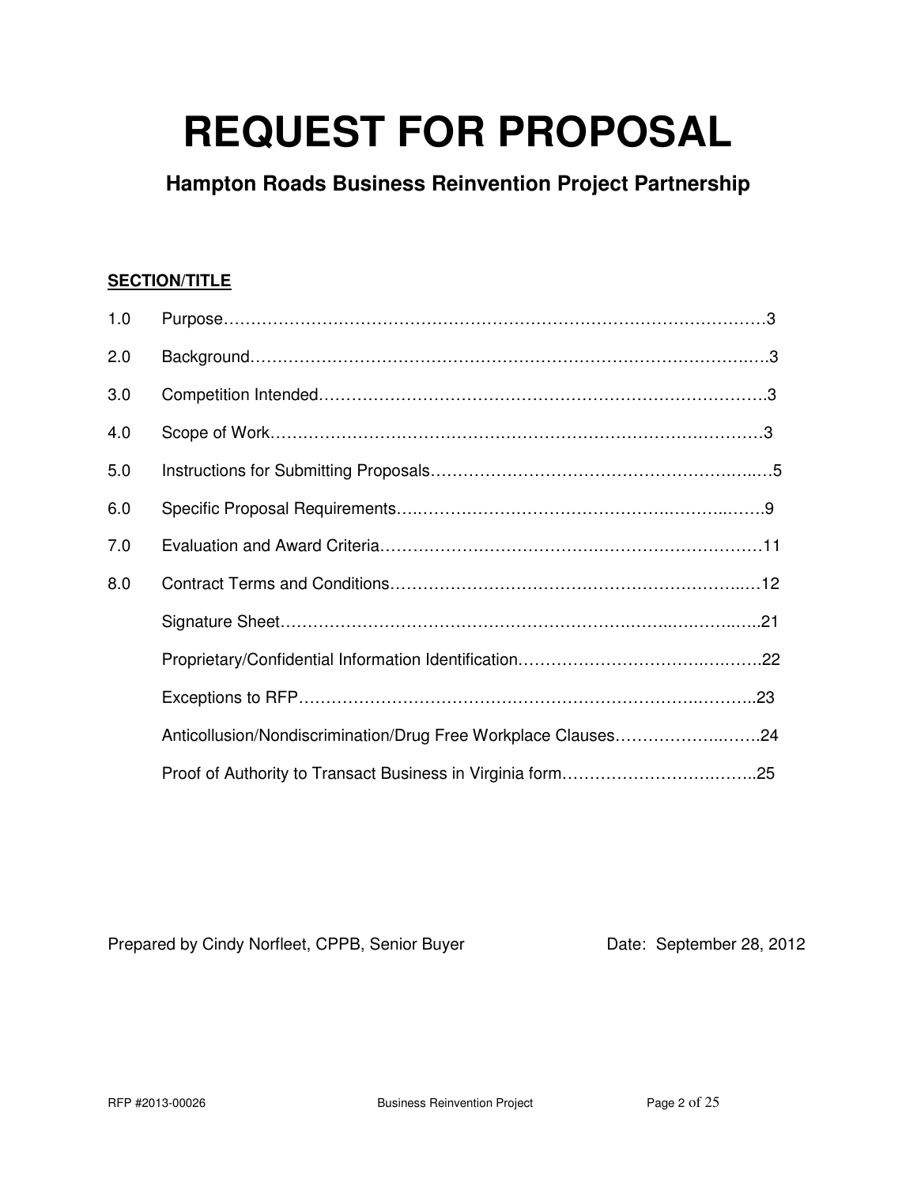# REQUEST FOR PROPOSAL

## Hampton Roads Business Reinvention Project Partnership

**SECTION/TITLE**

| | | |
|---|---|---|
| 1.0 | Purpose | 3 |
| 2.0 | Background | 3 |
| 3.0 | Competition Intended | 3 |
| 4.0 | Scope of Work | 3 |
| 5.0 | Instructions for Submitting Proposals | 5 |
| 6.0 | Specific Proposal Requirements | 9 |
| 7.0 | Evaluation and Award Criteria | 11 |
| 8.0 | Contract Terms and Conditions | 12 |
| | Signature Sheet | 21 |
| | Proprietary/Confidential Information Identification | 22 |
| | Exceptions to RFP | 23 |
| | Anticollusion/Nondiscrimination/Drug Free Workplace Clauses | 24 |
| | Proof of Authority to Transact Business in Virginia form | 25 |

Prepared by Cindy Norfleet, CPPB, Senior Buyer

Date: September 28, 2012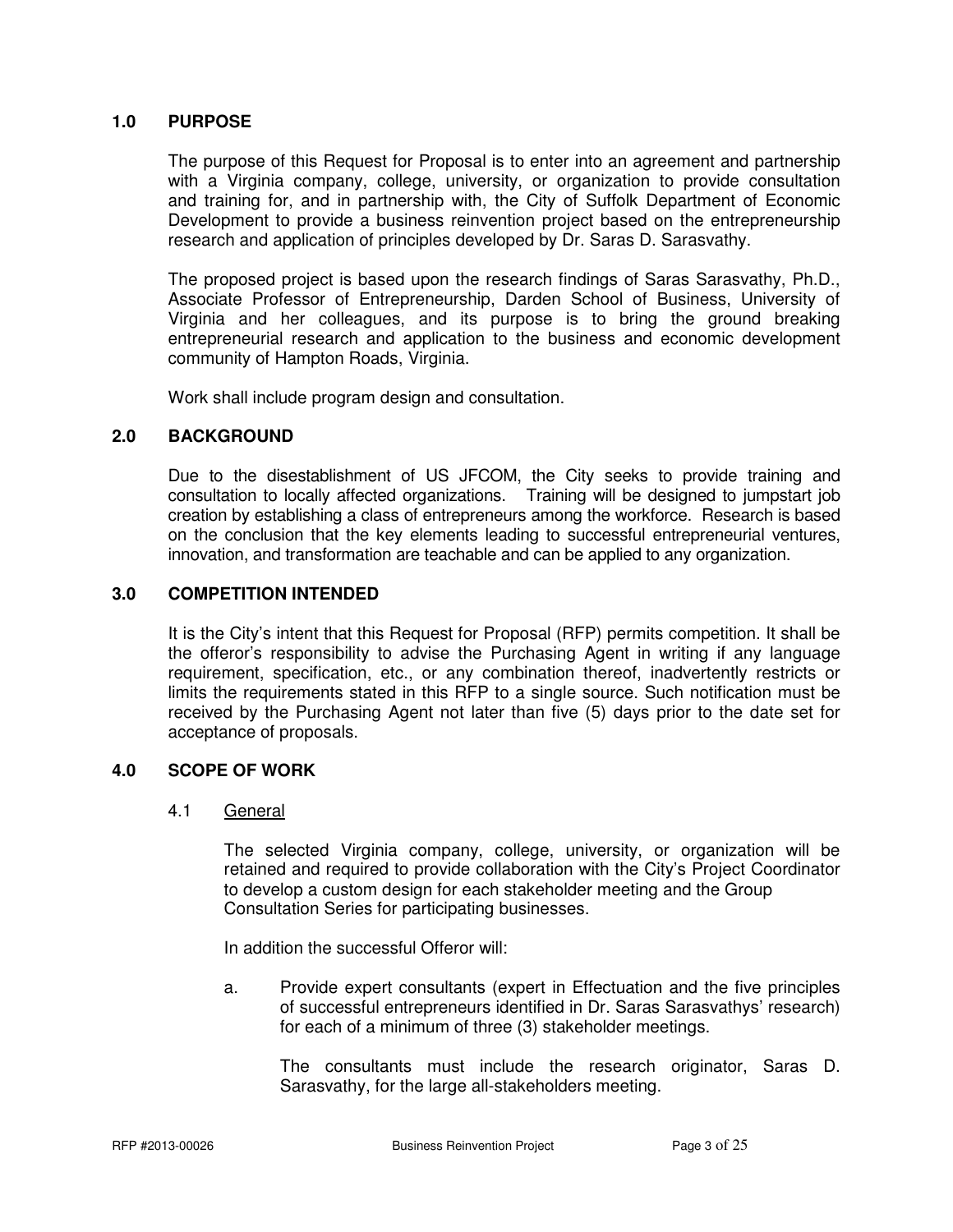## 1.0 PURPOSE

The purpose of this Request for Proposal is to enter into an agreement and partnership with a Virginia company, college, university, or organization to provide consultation and training for, and in partnership with, the City of Suffolk Department of Economic Development to provide a business reinvention project based on the entrepreneurship research and application of principles developed by Dr. Saras D. Sarasvathy.

The proposed project is based upon the research findings of Saras Sarasvathy, Ph.D., Associate Professor of Entrepreneurship, Darden School of Business, University of Virginia and her colleagues, and its purpose is to bring the ground breaking entrepreneurial research and application to the business and economic development community of Hampton Roads, Virginia.

Work shall include program design and consultation.

## 2.0 BACKGROUND

Due to the disestablishment of US JFCOM, the City seeks to provide training and consultation to locally affected organizations. Training will be designed to jumpstart job creation by establishing a class of entrepreneurs among the workforce. Research is based on the conclusion that the key elements leading to successful entrepreneurial ventures, innovation, and transformation are teachable and can be applied to any organization.

## 3.0 COMPETITION INTENDED

It is the City's intent that this Request for Proposal (RFP) permits competition. It shall be the offeror's responsibility to advise the Purchasing Agent in writing if any language requirement, specification, etc., or any combination thereof, inadvertently restricts or limits the requirements stated in this RFP to a single source. Such notification must be received by the Purchasing Agent not later than five (5) days prior to the date set for acceptance of proposals.

## 4.0 SCOPE OF WORK

### 4.1 General

The selected Virginia company, college, university, or organization will be retained and required to provide collaboration with the City's Project Coordinator to develop a custom design for each stakeholder meeting and the Group Consultation Series for participating businesses.

In addition the successful Offeror will:

a. Provide expert consultants (expert in Effectuation and the five principles of successful entrepreneurs identified in Dr. Saras Sarasvathys' research) for each of a minimum of three (3) stakeholder meetings.

   The consultants must include the research originator, Saras D. Sarasvathy, for the large all-stakeholders meeting.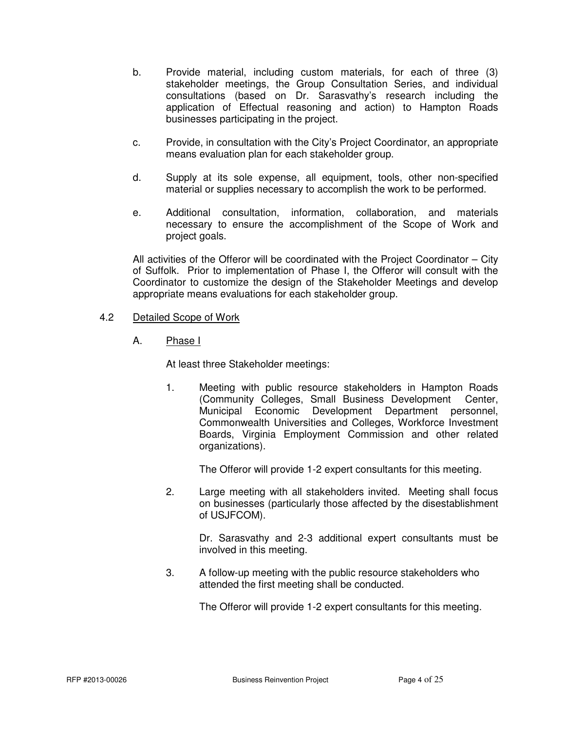b. Provide material, including custom materials, for each of three (3) stakeholder meetings, the Group Consultation Series, and individual consultations (based on Dr. Sarasvathy's research including the application of Effectual reasoning and action) to Hampton Roads businesses participating in the project.

c. Provide, in consultation with the City's Project Coordinator, an appropriate means evaluation plan for each stakeholder group.

d. Supply at its sole expense, all equipment, tools, other non-specified material or supplies necessary to accomplish the work to be performed.

e. Additional consultation, information, collaboration, and materials necessary to ensure the accomplishment of the Scope of Work and project goals.

All activities of the Offeror will be coordinated with the Project Coordinator – City of Suffolk. Prior to implementation of Phase I, the Offeror will consult with the Coordinator to customize the design of the Stakeholder Meetings and develop appropriate means evaluations for each stakeholder group.

4.2 Detailed Scope of Work

A. Phase I

At least three Stakeholder meetings:

1. Meeting with public resource stakeholders in Hampton Roads (Community Colleges, Small Business Development Center, Municipal Economic Development Department personnel, Commonwealth Universities and Colleges, Workforce Investment Boards, Virginia Employment Commission and other related organizations).

   The Offeror will provide 1-2 expert consultants for this meeting.

2. Large meeting with all stakeholders invited. Meeting shall focus on businesses (particularly those affected by the disestablishment of USJFCOM).

   Dr. Sarasvathy and 2-3 additional expert consultants must be involved in this meeting.

3. A follow-up meeting with the public resource stakeholders who attended the first meeting shall be conducted.

   The Offeror will provide 1-2 expert consultants for this meeting.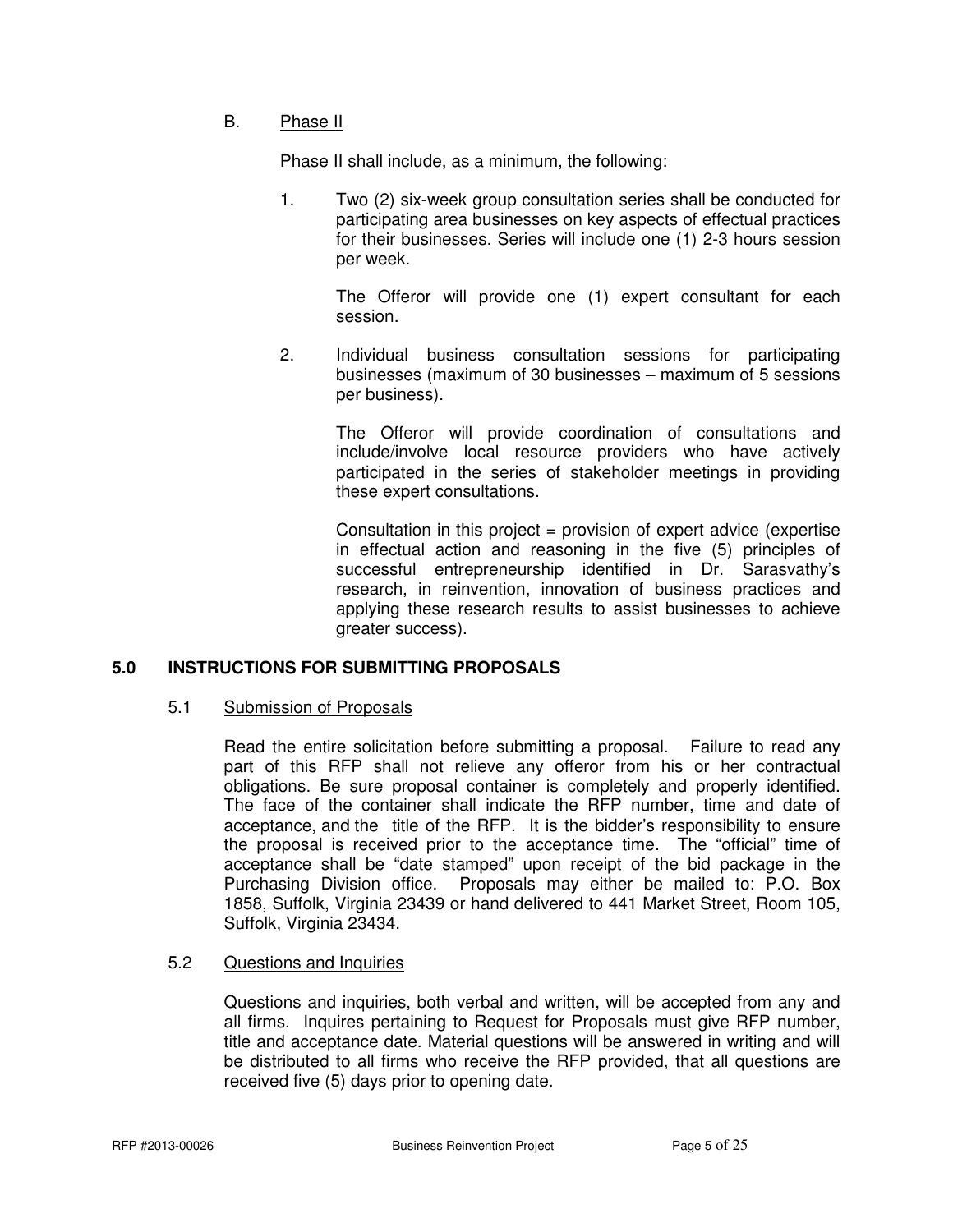B. Phase II

Phase II shall include, as a minimum, the following:

1. Two (2) six-week group consultation series shall be conducted for participating area businesses on key aspects of effectual practices for their businesses. Series will include one (1) 2-3 hours session per week.

   The Offeror will provide one (1) expert consultant for each session.

2. Individual business consultation sessions for participating businesses (maximum of 30 businesses – maximum of 5 sessions per business).

   The Offeror will provide coordination of consultations and include/involve local resource providers who have actively participated in the series of stakeholder meetings in providing these expert consultations.

   Consultation in this project = provision of expert advice (expertise in effectual action and reasoning in the five (5) principles of successful entrepreneurship identified in Dr. Sarasvathy's research, in reinvention, innovation of business practices and applying these research results to assist businesses to achieve greater success).

## 5.0 INSTRUCTIONS FOR SUBMITTING PROPOSALS

### 5.1 Submission of Proposals

Read the entire solicitation before submitting a proposal. Failure to read any part of this RFP shall not relieve any offeror from his or her contractual obligations. Be sure proposal container is completely and properly identified. The face of the container shall indicate the RFP number, time and date of acceptance, and the title of the RFP. It is the bidder's responsibility to ensure the proposal is received prior to the acceptance time. The "official" time of acceptance shall be "date stamped" upon receipt of the bid package in the Purchasing Division office. Proposals may either be mailed to: P.O. Box 1858, Suffolk, Virginia 23439 or hand delivered to 441 Market Street, Room 105, Suffolk, Virginia 23434.

### 5.2 Questions and Inquiries

Questions and inquiries, both verbal and written, will be accepted from any and all firms. Inquires pertaining to Request for Proposals must give RFP number, title and acceptance date. Material questions will be answered in writing and will be distributed to all firms who receive the RFP provided, that all questions are received five (5) days prior to opening date.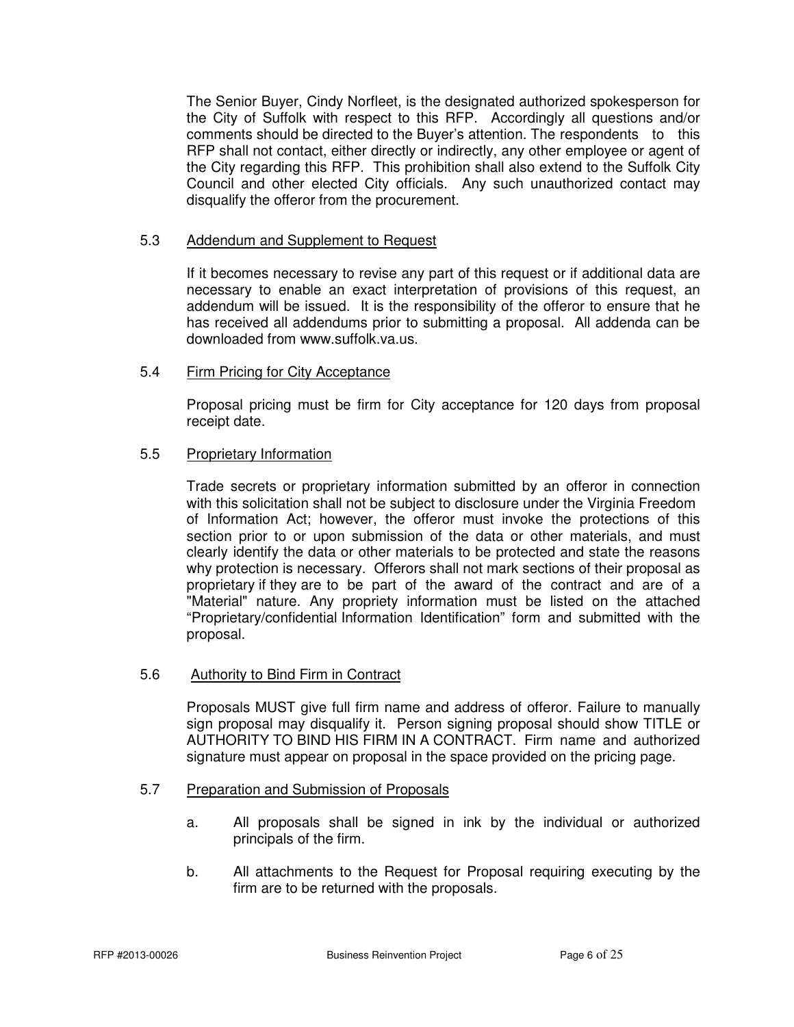The Senior Buyer, Cindy Norfleet, is the designated authorized spokesperson for the City of Suffolk with respect to this RFP. Accordingly all questions and/or comments should be directed to the Buyer's attention. The respondents to this RFP shall not contact, either directly or indirectly, any other employee or agent of the City regarding this RFP. This prohibition shall also extend to the Suffolk City Council and other elected City officials. Any such unauthorized contact may disqualify the offeror from the procurement.

5.3 Addendum and Supplement to Request

If it becomes necessary to revise any part of this request or if additional data are necessary to enable an exact interpretation of provisions of this request, an addendum will be issued. It is the responsibility of the offeror to ensure that he has received all addendums prior to submitting a proposal. All addenda can be downloaded from www.suffolk.va.us.

5.4 Firm Pricing for City Acceptance

Proposal pricing must be firm for City acceptance for 120 days from proposal receipt date.

5.5 Proprietary Information

Trade secrets or proprietary information submitted by an offeror in connection with this solicitation shall not be subject to disclosure under the Virginia Freedom of Information Act; however, the offeror must invoke the protections of this section prior to or upon submission of the data or other materials, and must clearly identify the data or other materials to be protected and state the reasons why protection is necessary. Offerors shall not mark sections of their proposal as proprietary if they are to be part of the award of the contract and are of a "Material" nature. Any propriety information must be listed on the attached "Proprietary/confidential Information Identification" form and submitted with the proposal.

5.6 Authority to Bind Firm in Contract

Proposals MUST give full firm name and address of offeror. Failure to manually sign proposal may disqualify it. Person signing proposal should show TITLE or AUTHORITY TO BIND HIS FIRM IN A CONTRACT. Firm name and authorized signature must appear on proposal in the space provided on the pricing page.

5.7 Preparation and Submission of Proposals

a. All proposals shall be signed in ink by the individual or authorized principals of the firm.

b. All attachments to the Request for Proposal requiring executing by the firm are to be returned with the proposals.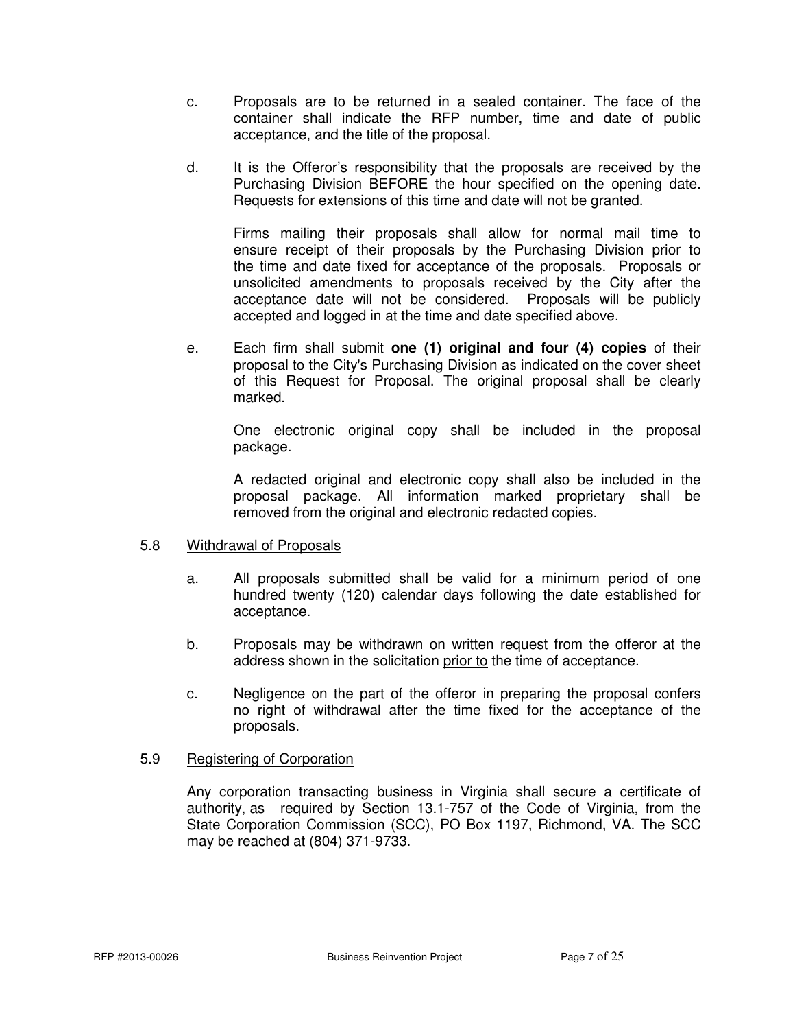c. Proposals are to be returned in a sealed container. The face of the container shall indicate the RFP number, time and date of public acceptance, and the title of the proposal.

d. It is the Offeror's responsibility that the proposals are received by the Purchasing Division BEFORE the hour specified on the opening date. Requests for extensions of this time and date will not be granted.

   Firms mailing their proposals shall allow for normal mail time to ensure receipt of their proposals by the Purchasing Division prior to the time and date fixed for acceptance of the proposals. Proposals or unsolicited amendments to proposals received by the City after the acceptance date will not be considered. Proposals will be publicly accepted and logged in at the time and date specified above.

e. Each firm shall submit **one (1) original and four (4) copies** of their proposal to the City's Purchasing Division as indicated on the cover sheet of this Request for Proposal. The original proposal shall be clearly marked.

   One electronic original copy shall be included in the proposal package.

   A redacted original and electronic copy shall also be included in the proposal package. All information marked proprietary shall be removed from the original and electronic redacted copies.

5.8 <u>Withdrawal of Proposals</u>

a. All proposals submitted shall be valid for a minimum period of one hundred twenty (120) calendar days following the date established for acceptance.

b. Proposals may be withdrawn on written request from the offeror at the address shown in the solicitation <u>prior to</u> the time of acceptance.

c. Negligence on the part of the offeror in preparing the proposal confers no right of withdrawal after the time fixed for the acceptance of the proposals.

5.9 <u>Registering of Corporation</u>

Any corporation transacting business in Virginia shall secure a certificate of authority, as required by Section 13.1-757 of the Code of Virginia, from the State Corporation Commission (SCC), PO Box 1197, Richmond, VA. The SCC may be reached at (804) 371-9733.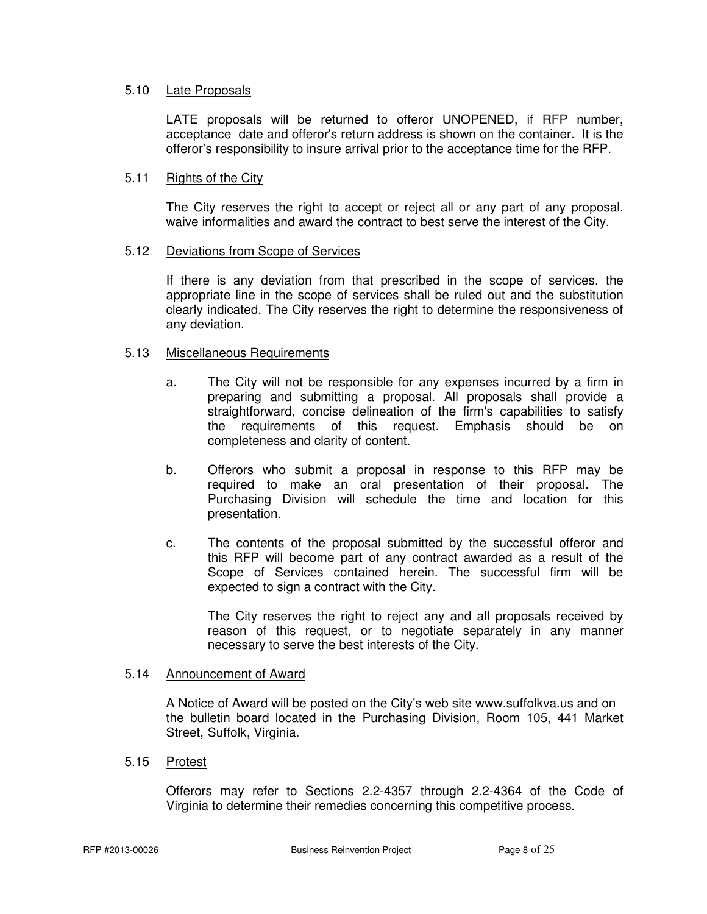5.10 Late Proposals

LATE proposals will be returned to offeror UNOPENED, if RFP number, acceptance date and offeror's return address is shown on the container. It is the offeror's responsibility to insure arrival prior to the acceptance time for the RFP.

5.11 Rights of the City

The City reserves the right to accept or reject all or any part of any proposal, waive informalities and award the contract to best serve the interest of the City.

5.12 Deviations from Scope of Services

If there is any deviation from that prescribed in the scope of services, the appropriate line in the scope of services shall be ruled out and the substitution clearly indicated. The City reserves the right to determine the responsiveness of any deviation.

5.13 Miscellaneous Requirements

a. The City will not be responsible for any expenses incurred by a firm in preparing and submitting a proposal. All proposals shall provide a straightforward, concise delineation of the firm's capabilities to satisfy the requirements of this request. Emphasis should be on completeness and clarity of content.

b. Offerors who submit a proposal in response to this RFP may be required to make an oral presentation of their proposal. The Purchasing Division will schedule the time and location for this presentation.

c. The contents of the proposal submitted by the successful offeror and this RFP will become part of any contract awarded as a result of the Scope of Services contained herein. The successful firm will be expected to sign a contract with the City.

The City reserves the right to reject any and all proposals received by reason of this request, or to negotiate separately in any manner necessary to serve the best interests of the City.

5.14 Announcement of Award

A Notice of Award will be posted on the City's web site www.suffolkva.us and on the bulletin board located in the Purchasing Division, Room 105, 441 Market Street, Suffolk, Virginia.

5.15 Protest

Offerors may refer to Sections 2.2-4357 through 2.2-4364 of the Code of Virginia to determine their remedies concerning this competitive process.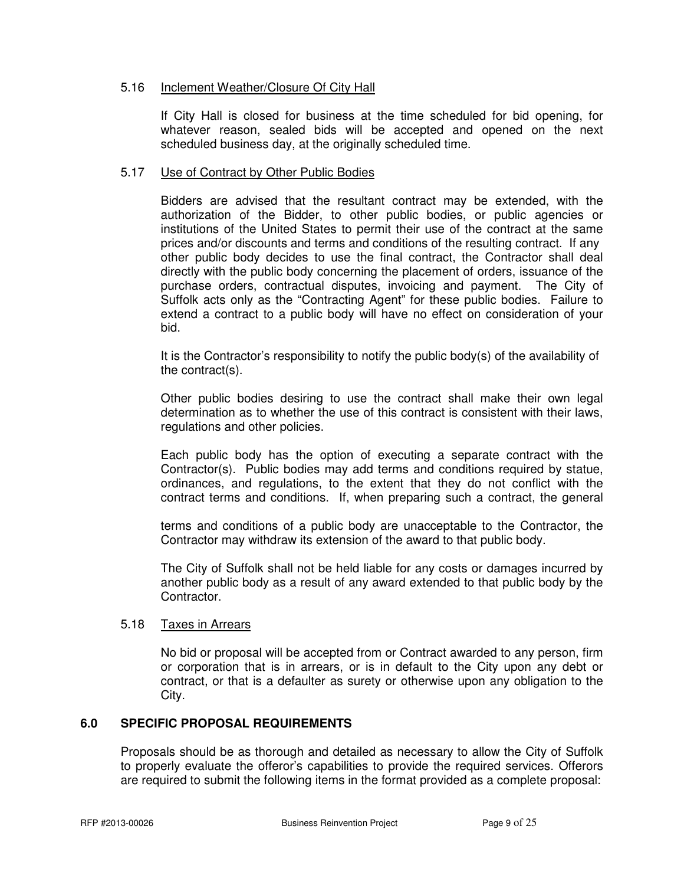### 5.16 Inclement Weather/Closure Of City Hall

If City Hall is closed for business at the time scheduled for bid opening, for whatever reason, sealed bids will be accepted and opened on the next scheduled business day, at the originally scheduled time.

### 5.17 Use of Contract by Other Public Bodies

Bidders are advised that the resultant contract may be extended, with the authorization of the Bidder, to other public bodies, or public agencies or institutions of the United States to permit their use of the contract at the same prices and/or discounts and terms and conditions of the resulting contract. If any other public body decides to use the final contract, the Contractor shall deal directly with the public body concerning the placement of orders, issuance of the purchase orders, contractual disputes, invoicing and payment. The City of Suffolk acts only as the "Contracting Agent" for these public bodies. Failure to extend a contract to a public body will have no effect on consideration of your bid.

It is the Contractor's responsibility to notify the public body(s) of the availability of the contract(s).

Other public bodies desiring to use the contract shall make their own legal determination as to whether the use of this contract is consistent with their laws, regulations and other policies.

Each public body has the option of executing a separate contract with the Contractor(s). Public bodies may add terms and conditions required by statue, ordinances, and regulations, to the extent that they do not conflict with the contract terms and conditions. If, when preparing such a contract, the general terms and conditions of a public body are unacceptable to the Contractor, the Contractor may withdraw its extension of the award to that public body.

The City of Suffolk shall not be held liable for any costs or damages incurred by another public body as a result of any award extended to that public body by the Contractor.

### 5.18 Taxes in Arrears

No bid or proposal will be accepted from or Contract awarded to any person, firm or corporation that is in arrears, or is in default to the City upon any debt or contract, or that is a defaulter as surety or otherwise upon any obligation to the City.

## 6.0 SPECIFIC PROPOSAL REQUIREMENTS

Proposals should be as thorough and detailed as necessary to allow the City of Suffolk to properly evaluate the offeror's capabilities to provide the required services. Offerors are required to submit the following items in the format provided as a complete proposal: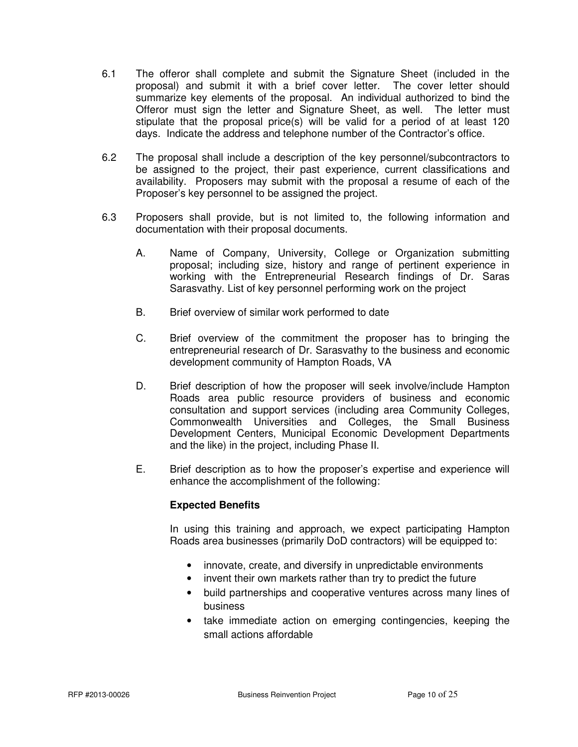6.1 The offeror shall complete and submit the Signature Sheet (included in the proposal) and submit it with a brief cover letter. The cover letter should summarize key elements of the proposal. An individual authorized to bind the Offeror must sign the letter and Signature Sheet, as well. The letter must stipulate that the proposal price(s) will be valid for a period of at least 120 days. Indicate the address and telephone number of the Contractor's office.

6.2 The proposal shall include a description of the key personnel/subcontractors to be assigned to the project, their past experience, current classifications and availability. Proposers may submit with the proposal a resume of each of the Proposer's key personnel to be assigned the project.

6.3 Proposers shall provide, but is not limited to, the following information and documentation with their proposal documents.

A. Name of Company, University, College or Organization submitting proposal; including size, history and range of pertinent experience in working with the Entrepreneurial Research findings of Dr. Saras Sarasvathy. List of key personnel performing work on the project

B. Brief overview of similar work performed to date

C. Brief overview of the commitment the proposer has to bringing the entrepreneurial research of Dr. Sarasvathy to the business and economic development community of Hampton Roads, VA

D. Brief description of how the proposer will seek involve/include Hampton Roads area public resource providers of business and economic consultation and support services (including area Community Colleges, Commonwealth Universities and Colleges, the Small Business Development Centers, Municipal Economic Development Departments and the like) in the project, including Phase II.

E. Brief description as to how the proposer's expertise and experience will enhance the accomplishment of the following:

**Expected Benefits**

In using this training and approach, we expect participating Hampton Roads area businesses (primarily DoD contractors) will be equipped to:

- innovate, create, and diversify in unpredictable environments
- invent their own markets rather than try to predict the future
- build partnerships and cooperative ventures across many lines of business
- take immediate action on emerging contingencies, keeping the small actions affordable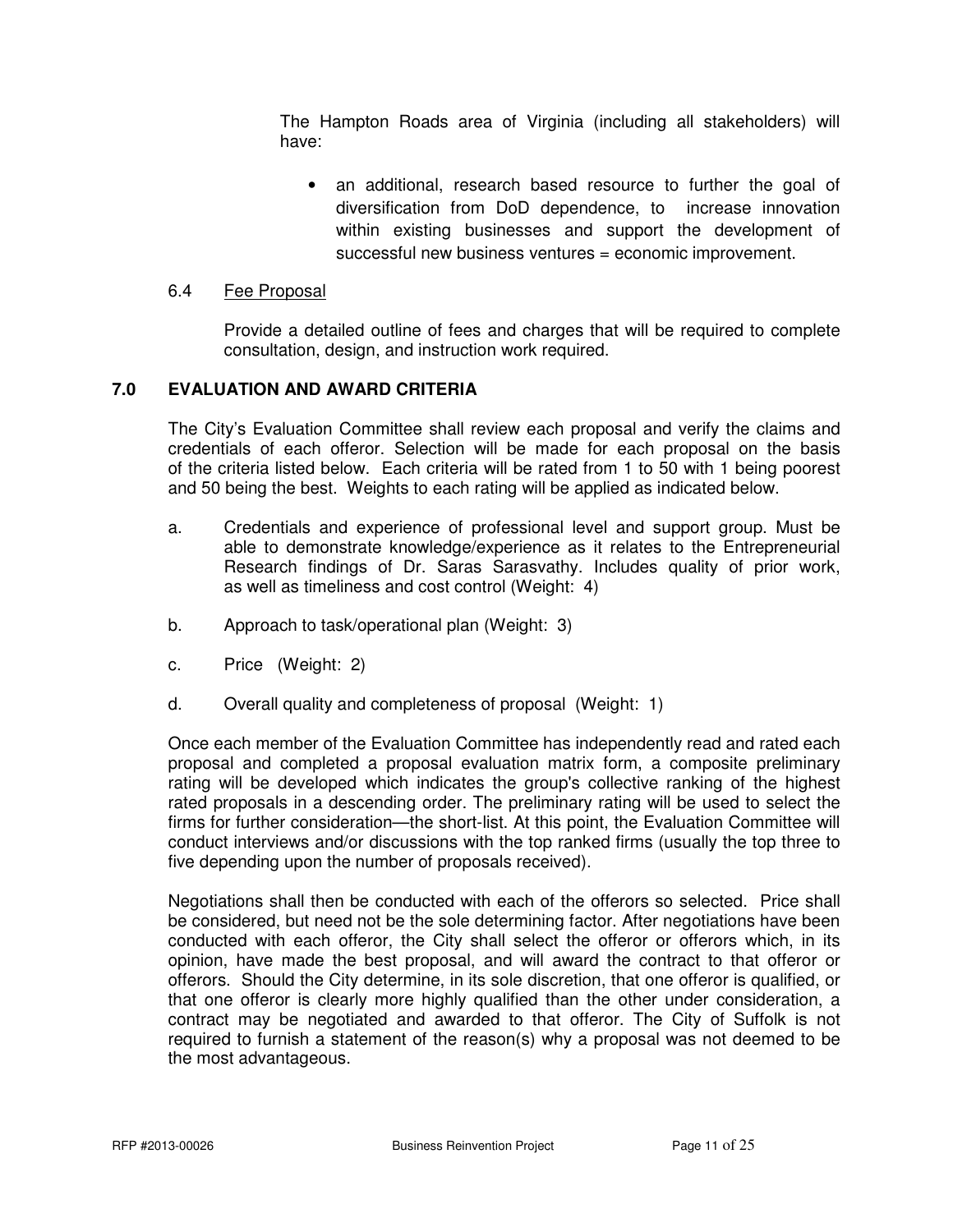The Hampton Roads area of Virginia (including all stakeholders) will have:

- an additional, research based resource to further the goal of diversification from DoD dependence, to increase innovation within existing businesses and support the development of successful new business ventures = economic improvement.

### 6.4 Fee Proposal

Provide a detailed outline of fees and charges that will be required to complete consultation, design, and instruction work required.

## 7.0 EVALUATION AND AWARD CRITERIA

The City's Evaluation Committee shall review each proposal and verify the claims and credentials of each offeror. Selection will be made for each proposal on the basis of the criteria listed below. Each criteria will be rated from 1 to 50 with 1 being poorest and 50 being the best. Weights to each rating will be applied as indicated below.

a. Credentials and experience of professional level and support group. Must be able to demonstrate knowledge/experience as it relates to the Entrepreneurial Research findings of Dr. Saras Sarasvathy. Includes quality of prior work, as well as timeliness and cost control (Weight: 4)

b. Approach to task/operational plan (Weight: 3)

c. Price (Weight: 2)

d. Overall quality and completeness of proposal (Weight: 1)

Once each member of the Evaluation Committee has independently read and rated each proposal and completed a proposal evaluation matrix form, a composite preliminary rating will be developed which indicates the group's collective ranking of the highest rated proposals in a descending order. The preliminary rating will be used to select the firms for further consideration—the short-list. At this point, the Evaluation Committee will conduct interviews and/or discussions with the top ranked firms (usually the top three to five depending upon the number of proposals received).

Negotiations shall then be conducted with each of the offerors so selected. Price shall be considered, but need not be the sole determining factor. After negotiations have been conducted with each offeror, the City shall select the offeror or offerors which, in its opinion, have made the best proposal, and will award the contract to that offeror or offerors. Should the City determine, in its sole discretion, that one offeror is qualified, or that one offeror is clearly more highly qualified than the other under consideration, a contract may be negotiated and awarded to that offeror. The City of Suffolk is not required to furnish a statement of the reason(s) why a proposal was not deemed to be the most advantageous.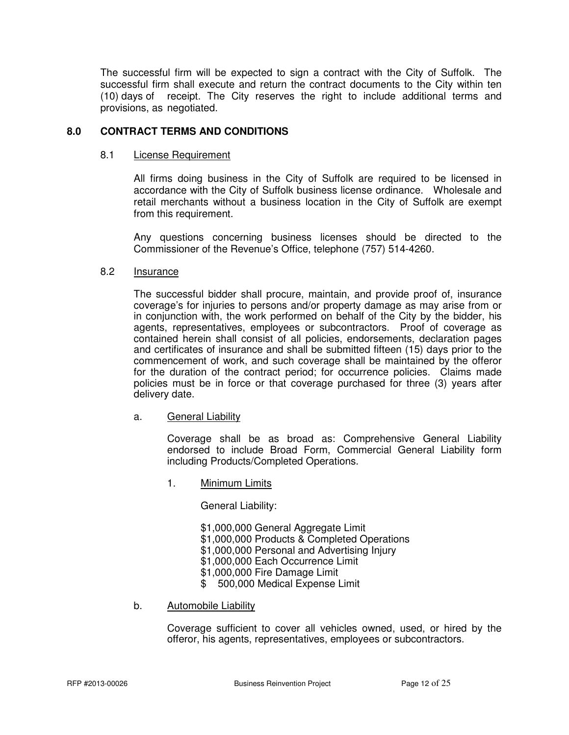The successful firm will be expected to sign a contract with the City of Suffolk. The successful firm shall execute and return the contract documents to the City within ten (10) days of receipt. The City reserves the right to include additional terms and provisions, as negotiated.

## 8.0 CONTRACT TERMS AND CONDITIONS

### 8.1 License Requirement

All firms doing business in the City of Suffolk are required to be licensed in accordance with the City of Suffolk business license ordinance. Wholesale and retail merchants without a business location in the City of Suffolk are exempt from this requirement.

Any questions concerning business licenses should be directed to the Commissioner of the Revenue's Office, telephone (757) 514-4260.

### 8.2 Insurance

The successful bidder shall procure, maintain, and provide proof of, insurance coverage's for injuries to persons and/or property damage as may arise from or in conjunction with, the work performed on behalf of the City by the bidder, his agents, representatives, employees or subcontractors. Proof of coverage as contained herein shall consist of all policies, endorsements, declaration pages and certificates of insurance and shall be submitted fifteen (15) days prior to the commencement of work, and such coverage shall be maintained by the offeror for the duration of the contract period; for occurrence policies. Claims made policies must be in force or that coverage purchased for three (3) years after delivery date.

a. General Liability

Coverage shall be as broad as: Comprehensive General Liability endorsed to include Broad Form, Commercial General Liability form including Products/Completed Operations.

1. Minimum Limits

General Liability:

$1,000,000 General Aggregate Limit
$1,000,000 Products & Completed Operations
$1,000,000 Personal and Advertising Injury
$1,000,000 Each Occurrence Limit
$1,000,000 Fire Damage Limit
$ 500,000 Medical Expense Limit

b. Automobile Liability

Coverage sufficient to cover all vehicles owned, used, or hired by the offeror, his agents, representatives, employees or subcontractors.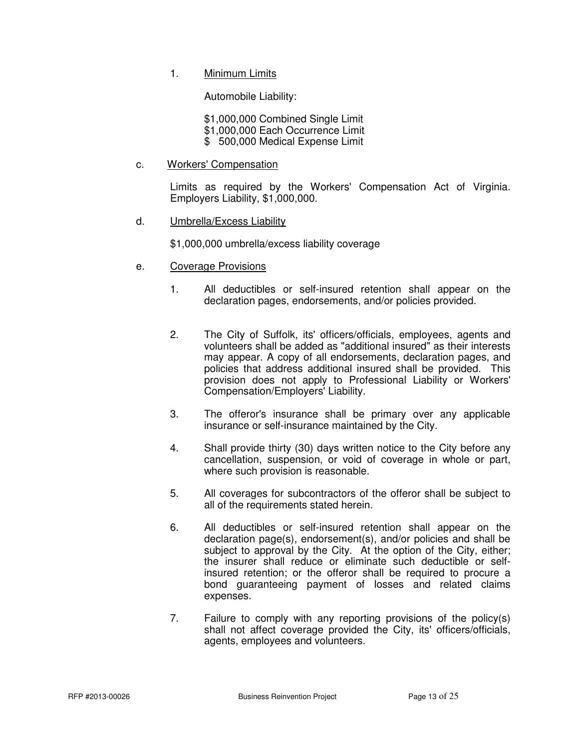1. Minimum Limits

   Automobile Liability:

   $1,000,000 Combined Single Limit
   $1,000,000 Each Occurrence Limit
   $ 500,000 Medical Expense Limit

c. Workers' Compensation

   Limits as required by the Workers' Compensation Act of Virginia. Employers Liability, $1,000,000.

d. Umbrella/Excess Liability

   $1,000,000 umbrella/excess liability coverage

e. Coverage Provisions

   1. All deductibles or self-insured retention shall appear on the declaration pages, endorsements, and/or policies provided.

   2. The City of Suffolk, its' officers/officials, employees, agents and volunteers shall be added as "additional insured" as their interests may appear. A copy of all endorsements, declaration pages, and policies that address additional insured shall be provided. This provision does not apply to Professional Liability or Workers' Compensation/Employers' Liability.

   3. The offeror's insurance shall be primary over any applicable insurance or self-insurance maintained by the City.

   4. Shall provide thirty (30) days written notice to the City before any cancellation, suspension, or void of coverage in whole or part, where such provision is reasonable.

   5. All coverages for subcontractors of the offeror shall be subject to all of the requirements stated herein.

   6. All deductibles or self-insured retention shall appear on the declaration page(s), endorsement(s), and/or policies and shall be subject to approval by the City. At the option of the City, either; the insurer shall reduce or eliminate such deductible or self-insured retention; or the offeror shall be required to procure a bond guaranteeing payment of losses and related claims expenses.

   7. Failure to comply with any reporting provisions of the policy(s) shall not affect coverage provided the City, its' officers/officials, agents, employees and volunteers.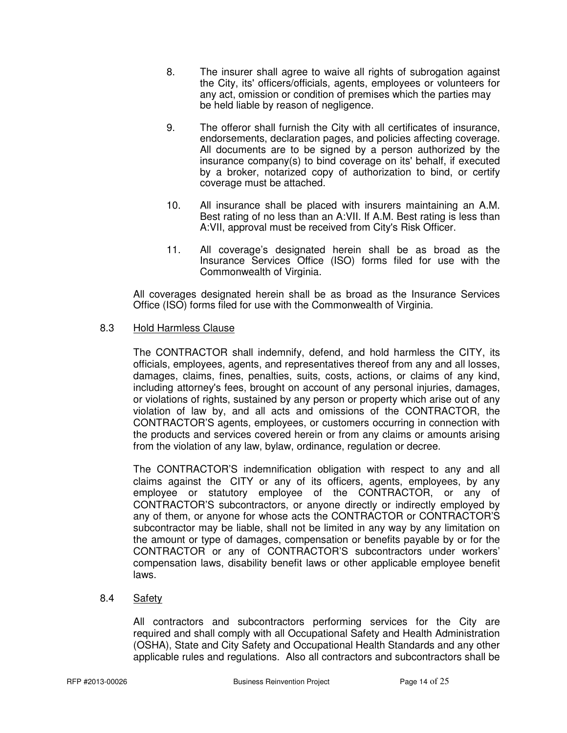8. The insurer shall agree to waive all rights of subrogation against the City, its' officers/officials, agents, employees or volunteers for any act, omission or condition of premises which the parties may be held liable by reason of negligence.

9. The offeror shall furnish the City with all certificates of insurance, endorsements, declaration pages, and policies affecting coverage. All documents are to be signed by a person authorized by the insurance company(s) to bind coverage on its' behalf, if executed by a broker, notarized copy of authorization to bind, or certify coverage must be attached.

10. All insurance shall be placed with insurers maintaining an A.M. Best rating of no less than an A:VII. If A.M. Best rating is less than A:VII, approval must be received from City's Risk Officer.

11. All coverage's designated herein shall be as broad as the Insurance Services Office (ISO) forms filed for use with the Commonwealth of Virginia.

All coverages designated herein shall be as broad as the Insurance Services Office (ISO) forms filed for use with the Commonwealth of Virginia.

8.3 Hold Harmless Clause

The CONTRACTOR shall indemnify, defend, and hold harmless the CITY, its officials, employees, agents, and representatives thereof from any and all losses, damages, claims, fines, penalties, suits, costs, actions, or claims of any kind, including attorney's fees, brought on account of any personal injuries, damages, or violations of rights, sustained by any person or property which arise out of any violation of law by, and all acts and omissions of the CONTRACTOR, the CONTRACTOR'S agents, employees, or customers occurring in connection with the products and services covered herein or from any claims or amounts arising from the violation of any law, bylaw, ordinance, regulation or decree.

The CONTRACTOR'S indemnification obligation with respect to any and all claims against the CITY or any of its officers, agents, employees, by any employee or statutory employee of the CONTRACTOR, or any of CONTRACTOR'S subcontractors, or anyone directly or indirectly employed by any of them, or anyone for whose acts the CONTRACTOR or CONTRACTOR'S subcontractor may be liable, shall not be limited in any way by any limitation on the amount or type of damages, compensation or benefits payable by or for the CONTRACTOR or any of CONTRACTOR'S subcontractors under workers' compensation laws, disability benefit laws or other applicable employee benefit laws.

8.4 Safety

All contractors and subcontractors performing services for the City are required and shall comply with all Occupational Safety and Health Administration (OSHA), State and City Safety and Occupational Health Standards and any other applicable rules and regulations. Also all contractors and subcontractors shall be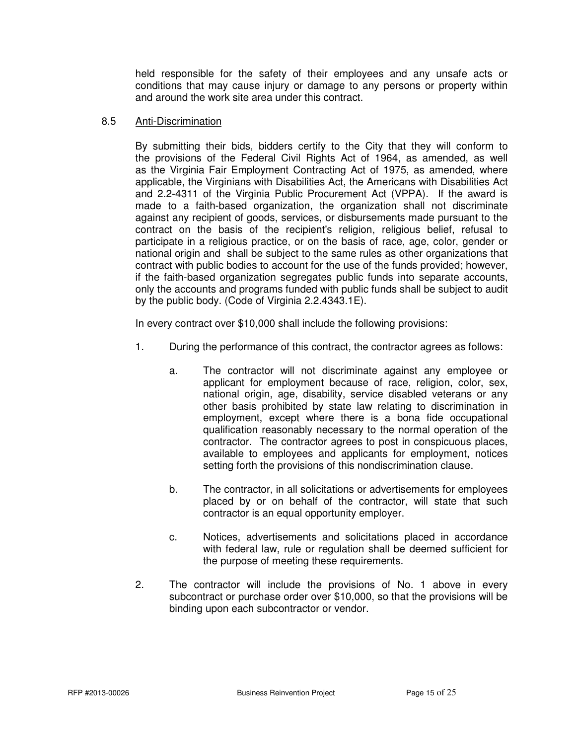held responsible for the safety of their employees and any unsafe acts or conditions that may cause injury or damage to any persons or property within and around the work site area under this contract.

8.5 Anti-Discrimination

By submitting their bids, bidders certify to the City that they will conform to the provisions of the Federal Civil Rights Act of 1964, as amended, as well as the Virginia Fair Employment Contracting Act of 1975, as amended, where applicable, the Virginians with Disabilities Act, the Americans with Disabilities Act and 2.2-4311 of the Virginia Public Procurement Act (VPPA). If the award is made to a faith-based organization, the organization shall not discriminate against any recipient of goods, services, or disbursements made pursuant to the contract on the basis of the recipient's religion, religious belief, refusal to participate in a religious practice, or on the basis of race, age, color, gender or national origin and shall be subject to the same rules as other organizations that contract with public bodies to account for the use of the funds provided; however, if the faith-based organization segregates public funds into separate accounts, only the accounts and programs funded with public funds shall be subject to audit by the public body. (Code of Virginia 2.2.4343.1E).

In every contract over $10,000 shall include the following provisions:

1. During the performance of this contract, the contractor agrees as follows:

   a. The contractor will not discriminate against any employee or applicant for employment because of race, religion, color, sex, national origin, age, disability, service disabled veterans or any other basis prohibited by state law relating to discrimination in employment, except where there is a bona fide occupational qualification reasonably necessary to the normal operation of the contractor. The contractor agrees to post in conspicuous places, available to employees and applicants for employment, notices setting forth the provisions of this nondiscrimination clause.

   b. The contractor, in all solicitations or advertisements for employees placed by or on behalf of the contractor, will state that such contractor is an equal opportunity employer.

   c. Notices, advertisements and solicitations placed in accordance with federal law, rule or regulation shall be deemed sufficient for the purpose of meeting these requirements.

2. The contractor will include the provisions of No. 1 above in every subcontract or purchase order over $10,000, so that the provisions will be binding upon each subcontractor or vendor.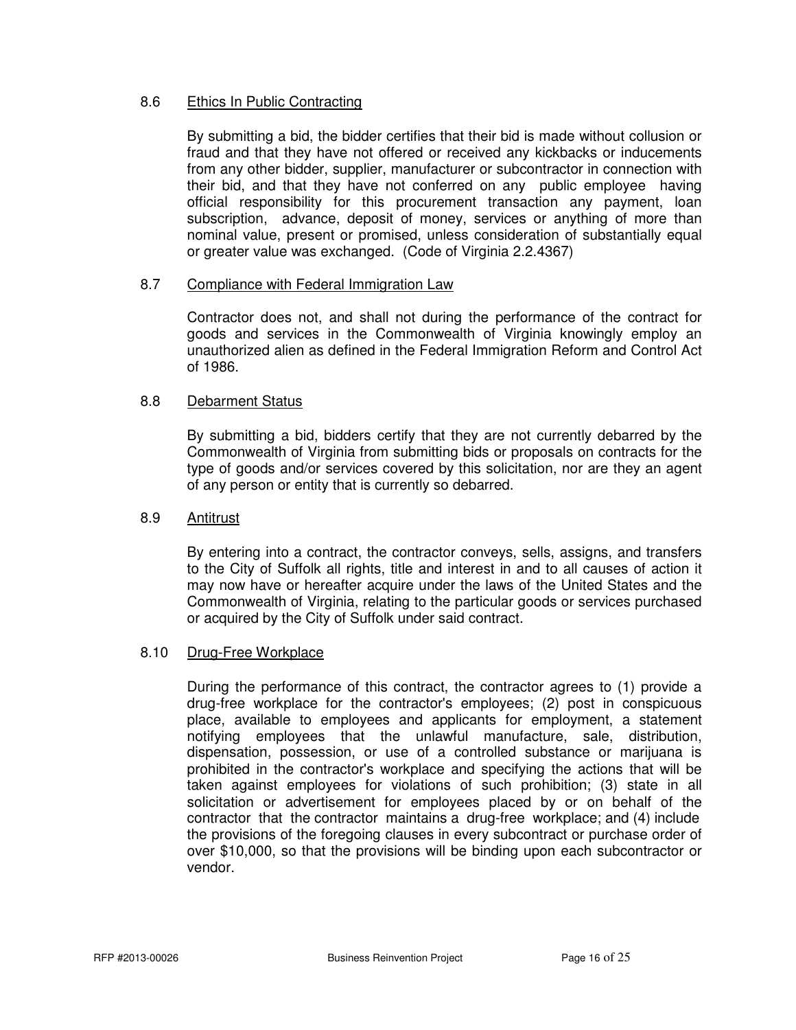### 8.6 Ethics In Public Contracting

By submitting a bid, the bidder certifies that their bid is made without collusion or fraud and that they have not offered or received any kickbacks or inducements from any other bidder, supplier, manufacturer or subcontractor in connection with their bid, and that they have not conferred on any public employee having official responsibility for this procurement transaction any payment, loan subscription, advance, deposit of money, services or anything of more than nominal value, present or promised, unless consideration of substantially equal or greater value was exchanged. (Code of Virginia 2.2.4367)

### 8.7 Compliance with Federal Immigration Law

Contractor does not, and shall not during the performance of the contract for goods and services in the Commonwealth of Virginia knowingly employ an unauthorized alien as defined in the Federal Immigration Reform and Control Act of 1986.

### 8.8 Debarment Status

By submitting a bid, bidders certify that they are not currently debarred by the Commonwealth of Virginia from submitting bids or proposals on contracts for the type of goods and/or services covered by this solicitation, nor are they an agent of any person or entity that is currently so debarred.

### 8.9 Antitrust

By entering into a contract, the contractor conveys, sells, assigns, and transfers to the City of Suffolk all rights, title and interest in and to all causes of action it may now have or hereafter acquire under the laws of the United States and the Commonwealth of Virginia, relating to the particular goods or services purchased or acquired by the City of Suffolk under said contract.

### 8.10 Drug-Free Workplace

During the performance of this contract, the contractor agrees to (1) provide a drug-free workplace for the contractor's employees; (2) post in conspicuous place, available to employees and applicants for employment, a statement notifying employees that the unlawful manufacture, sale, distribution, dispensation, possession, or use of a controlled substance or marijuana is prohibited in the contractor's workplace and specifying the actions that will be taken against employees for violations of such prohibition; (3) state in all solicitation or advertisement for employees placed by or on behalf of the contractor that the contractor maintains a drug-free workplace; and (4) include the provisions of the foregoing clauses in every subcontract or purchase order of over $10,000, so that the provisions will be binding upon each subcontractor or vendor.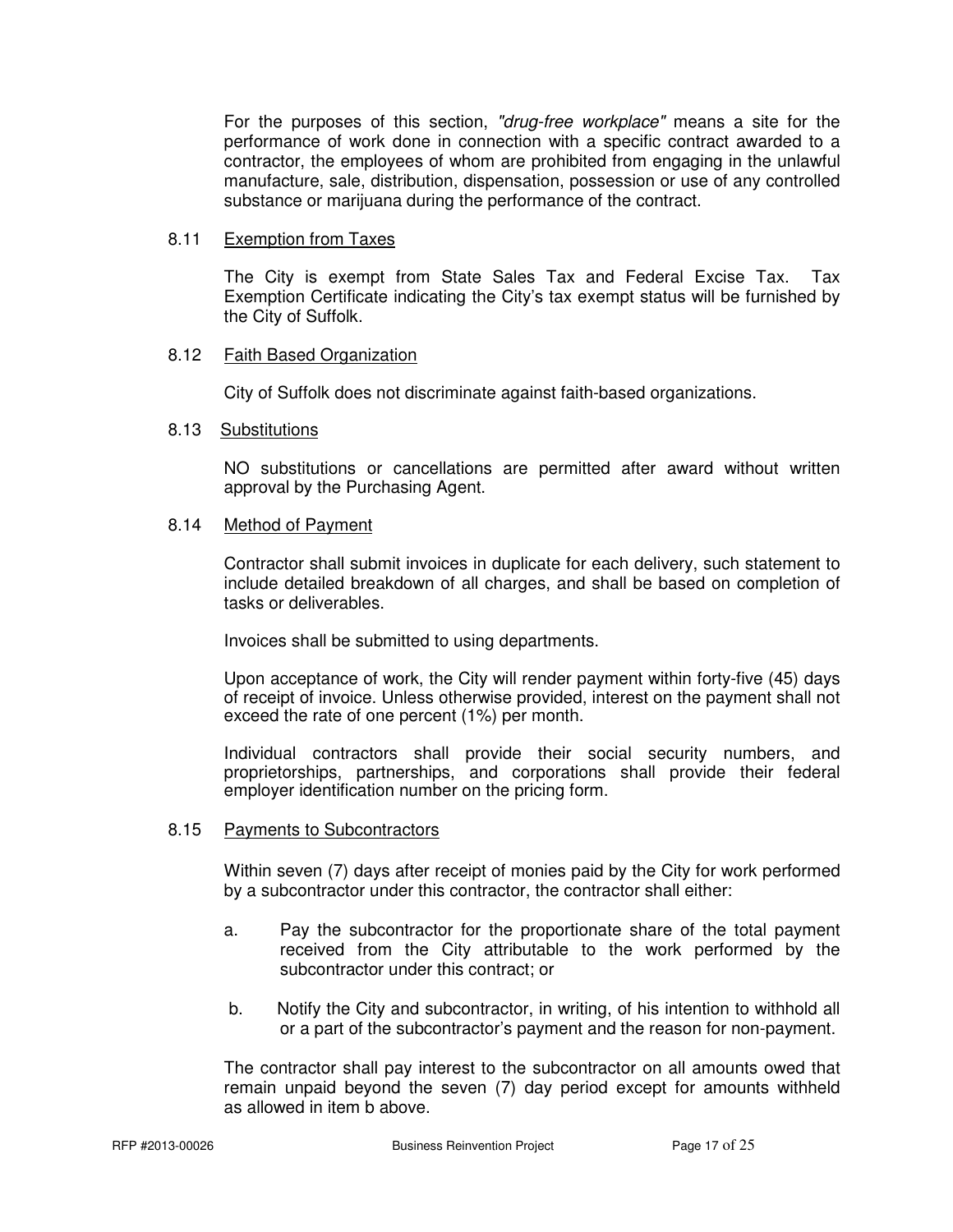For the purposes of this section, *"drug-free workplace"* means a site for the performance of work done in connection with a specific contract awarded to a contractor, the employees of whom are prohibited from engaging in the unlawful manufacture, sale, distribution, dispensation, possession or use of any controlled substance or marijuana during the performance of the contract.

### 8.11 Exemption from Taxes

The City is exempt from State Sales Tax and Federal Excise Tax. Tax Exemption Certificate indicating the City's tax exempt status will be furnished by the City of Suffolk.

### 8.12 Faith Based Organization

City of Suffolk does not discriminate against faith-based organizations.

### 8.13 Substitutions

NO substitutions or cancellations are permitted after award without written approval by the Purchasing Agent.

### 8.14 Method of Payment

Contractor shall submit invoices in duplicate for each delivery, such statement to include detailed breakdown of all charges, and shall be based on completion of tasks or deliverables.

Invoices shall be submitted to using departments.

Upon acceptance of work, the City will render payment within forty-five (45) days of receipt of invoice. Unless otherwise provided, interest on the payment shall not exceed the rate of one percent (1%) per month.

Individual contractors shall provide their social security numbers, and proprietorships, partnerships, and corporations shall provide their federal employer identification number on the pricing form.

### 8.15 Payments to Subcontractors

Within seven (7) days after receipt of monies paid by the City for work performed by a subcontractor under this contractor, the contractor shall either:

a. Pay the subcontractor for the proportionate share of the total payment received from the City attributable to the work performed by the subcontractor under this contract; or

b. Notify the City and subcontractor, in writing, of his intention to withhold all or a part of the subcontractor's payment and the reason for non-payment.

The contractor shall pay interest to the subcontractor on all amounts owed that remain unpaid beyond the seven (7) day period except for amounts withheld as allowed in item b above.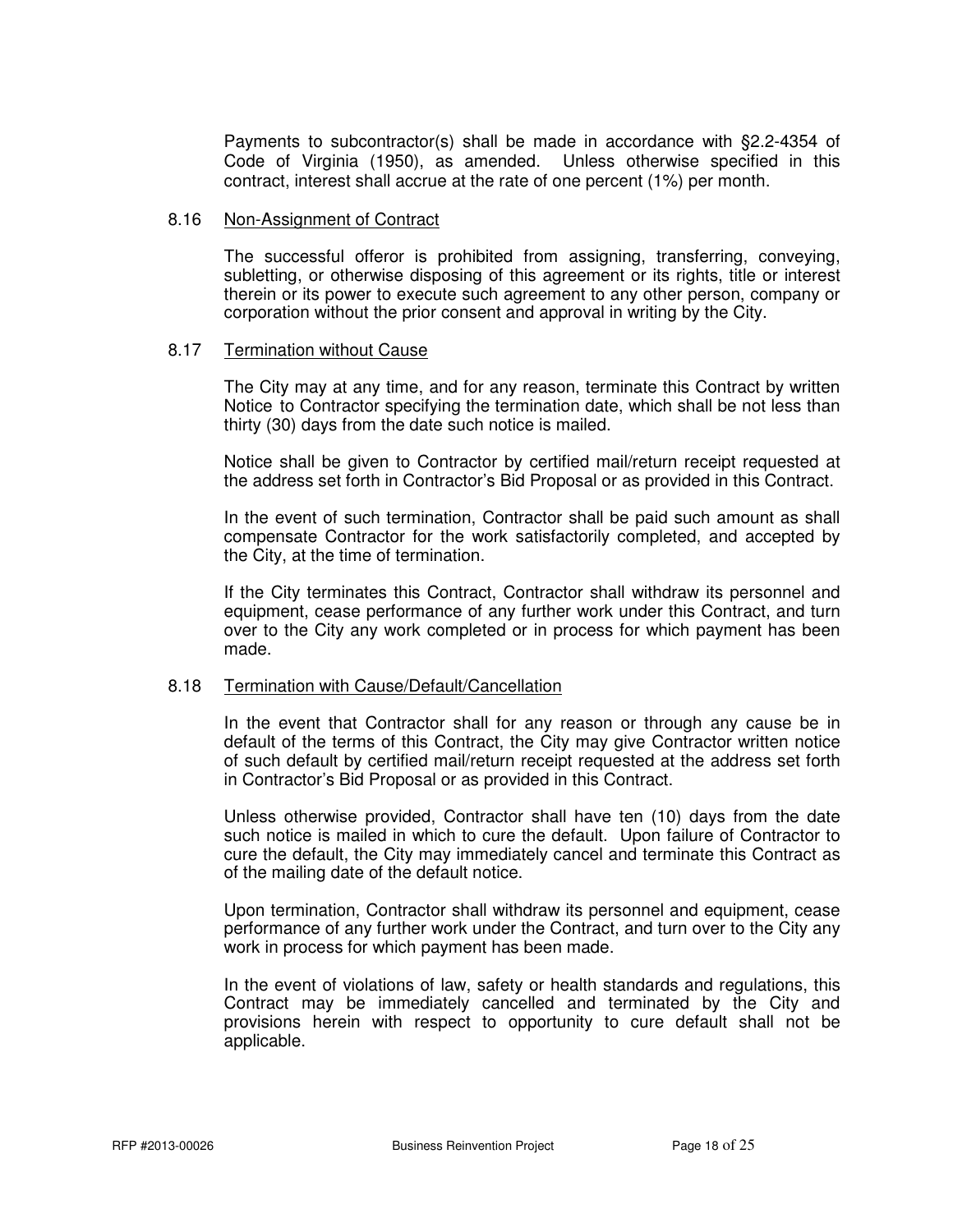Payments to subcontractor(s) shall be made in accordance with §2.2-4354 of Code of Virginia (1950), as amended. Unless otherwise specified in this contract, interest shall accrue at the rate of one percent (1%) per month.

### 8.16 Non-Assignment of Contract

The successful offeror is prohibited from assigning, transferring, conveying, subletting, or otherwise disposing of this agreement or its rights, title or interest therein or its power to execute such agreement to any other person, company or corporation without the prior consent and approval in writing by the City.

### 8.17 Termination without Cause

The City may at any time, and for any reason, terminate this Contract by written Notice to Contractor specifying the termination date, which shall be not less than thirty (30) days from the date such notice is mailed.

Notice shall be given to Contractor by certified mail/return receipt requested at the address set forth in Contractor's Bid Proposal or as provided in this Contract.

In the event of such termination, Contractor shall be paid such amount as shall compensate Contractor for the work satisfactorily completed, and accepted by the City, at the time of termination.

If the City terminates this Contract, Contractor shall withdraw its personnel and equipment, cease performance of any further work under this Contract, and turn over to the City any work completed or in process for which payment has been made.

### 8.18 Termination with Cause/Default/Cancellation

In the event that Contractor shall for any reason or through any cause be in default of the terms of this Contract, the City may give Contractor written notice of such default by certified mail/return receipt requested at the address set forth in Contractor's Bid Proposal or as provided in this Contract.

Unless otherwise provided, Contractor shall have ten (10) days from the date such notice is mailed in which to cure the default. Upon failure of Contractor to cure the default, the City may immediately cancel and terminate this Contract as of the mailing date of the default notice.

Upon termination, Contractor shall withdraw its personnel and equipment, cease performance of any further work under the Contract, and turn over to the City any work in process for which payment has been made.

In the event of violations of law, safety or health standards and regulations, this Contract may be immediately cancelled and terminated by the City and provisions herein with respect to opportunity to cure default shall not be applicable.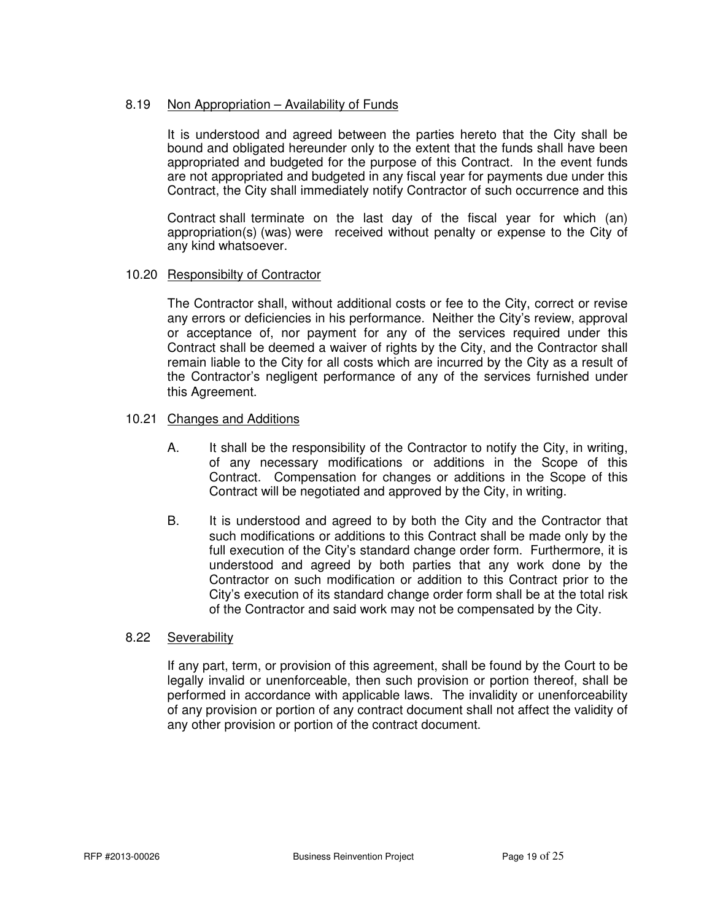### 8.19 Non Appropriation – Availability of Funds

It is understood and agreed between the parties hereto that the City shall be bound and obligated hereunder only to the extent that the funds shall have been appropriated and budgeted for the purpose of this Contract. In the event funds are not appropriated and budgeted in any fiscal year for payments due under this Contract, the City shall immediately notify Contractor of such occurrence and this

Contract shall terminate on the last day of the fiscal year for which (an) appropriation(s) (was) were received without penalty or expense to the City of any kind whatsoever.

### 10.20 Responsibilty of Contractor

The Contractor shall, without additional costs or fee to the City, correct or revise any errors or deficiencies in his performance. Neither the City's review, approval or acceptance of, nor payment for any of the services required under this Contract shall be deemed a waiver of rights by the City, and the Contractor shall remain liable to the City for all costs which are incurred by the City as a result of the Contractor's negligent performance of any of the services furnished under this Agreement.

### 10.21 Changes and Additions

A. It shall be the responsibility of the Contractor to notify the City, in writing, of any necessary modifications or additions in the Scope of this Contract. Compensation for changes or additions in the Scope of this Contract will be negotiated and approved by the City, in writing.

B. It is understood and agreed to by both the City and the Contractor that such modifications or additions to this Contract shall be made only by the full execution of the City's standard change order form. Furthermore, it is understood and agreed by both parties that any work done by the Contractor on such modification or addition to this Contract prior to the City's execution of its standard change order form shall be at the total risk of the Contractor and said work may not be compensated by the City.

### 8.22 Severability

If any part, term, or provision of this agreement, shall be found by the Court to be legally invalid or unenforceable, then such provision or portion thereof, shall be performed in accordance with applicable laws. The invalidity or unenforceability of any provision or portion of any contract document shall not affect the validity of any other provision or portion of the contract document.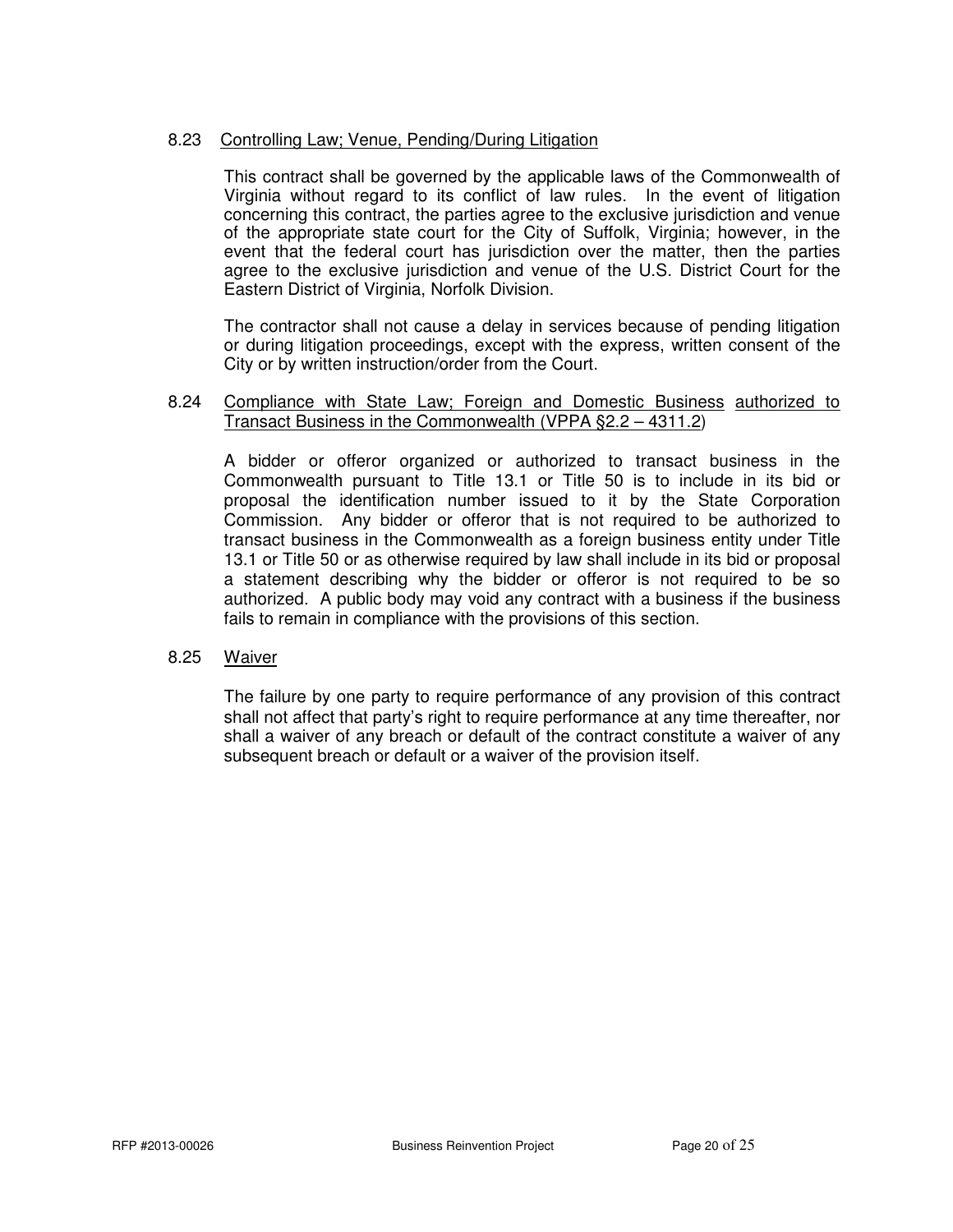### 8.23 Controlling Law; Venue, Pending/During Litigation

This contract shall be governed by the applicable laws of the Commonwealth of Virginia without regard to its conflict of law rules. In the event of litigation concerning this contract, the parties agree to the exclusive jurisdiction and venue of the appropriate state court for the City of Suffolk, Virginia; however, in the event that the federal court has jurisdiction over the matter, then the parties agree to the exclusive jurisdiction and venue of the U.S. District Court for the Eastern District of Virginia, Norfolk Division.

The contractor shall not cause a delay in services because of pending litigation or during litigation proceedings, except with the express, written consent of the City or by written instruction/order from the Court.

### 8.24 Compliance with State Law; Foreign and Domestic Business authorized to Transact Business in the Commonwealth (VPPA §2.2 – 4311.2)

A bidder or offeror organized or authorized to transact business in the Commonwealth pursuant to Title 13.1 or Title 50 is to include in its bid or proposal the identification number issued to it by the State Corporation Commission. Any bidder or offeror that is not required to be authorized to transact business in the Commonwealth as a foreign business entity under Title 13.1 or Title 50 or as otherwise required by law shall include in its bid or proposal a statement describing why the bidder or offeror is not required to be so authorized. A public body may void any contract with a business if the business fails to remain in compliance with the provisions of this section.

### 8.25 Waiver

The failure by one party to require performance of any provision of this contract shall not affect that party's right to require performance at any time thereafter, nor shall a waiver of any breach or default of the contract constitute a waiver of any subsequent breach or default or a waiver of the provision itself.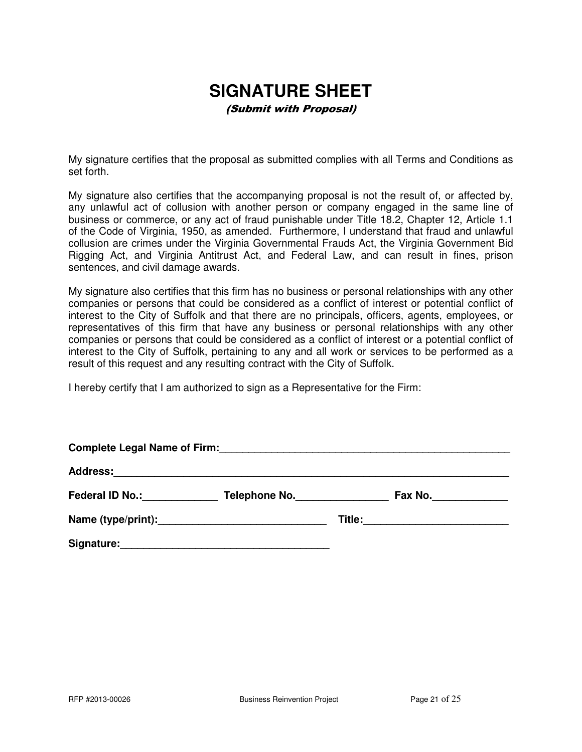# SIGNATURE SHEET

*(Submit with Proposal)*

My signature certifies that the proposal as submitted complies with all Terms and Conditions as set forth.

My signature also certifies that the accompanying proposal is not the result of, or affected by, any unlawful act of collusion with another person or company engaged in the same line of business or commerce, or any act of fraud punishable under Title 18.2, Chapter 12, Article 1.1 of the Code of Virginia, 1950, as amended. Furthermore, I understand that fraud and unlawful collusion are crimes under the Virginia Governmental Frauds Act, the Virginia Government Bid Rigging Act, and Virginia Antitrust Act, and Federal Law, and can result in fines, prison sentences, and civil damage awards.

My signature also certifies that this firm has no business or personal relationships with any other companies or persons that could be considered as a conflict of interest or potential conflict of interest to the City of Suffolk and that there are no principals, officers, agents, employees, or representatives of this firm that have any business or personal relationships with any other companies or persons that could be considered as a conflict of interest or a potential conflict of interest to the City of Suffolk, pertaining to any and all work or services to be performed as a result of this request and any resulting contract with the City of Suffolk.

I hereby certify that I am authorized to sign as a Representative for the Firm:

**Complete Legal Name of Firm:**_____________________________________________________

**Address:**_____________________________________________________________________

**Federal ID No.:**_____________ **Telephone No.**________________ **Fax No.**_____________

**Name (type/print):**_____________________________ **Title:**_________________________

**Signature:**____________________________________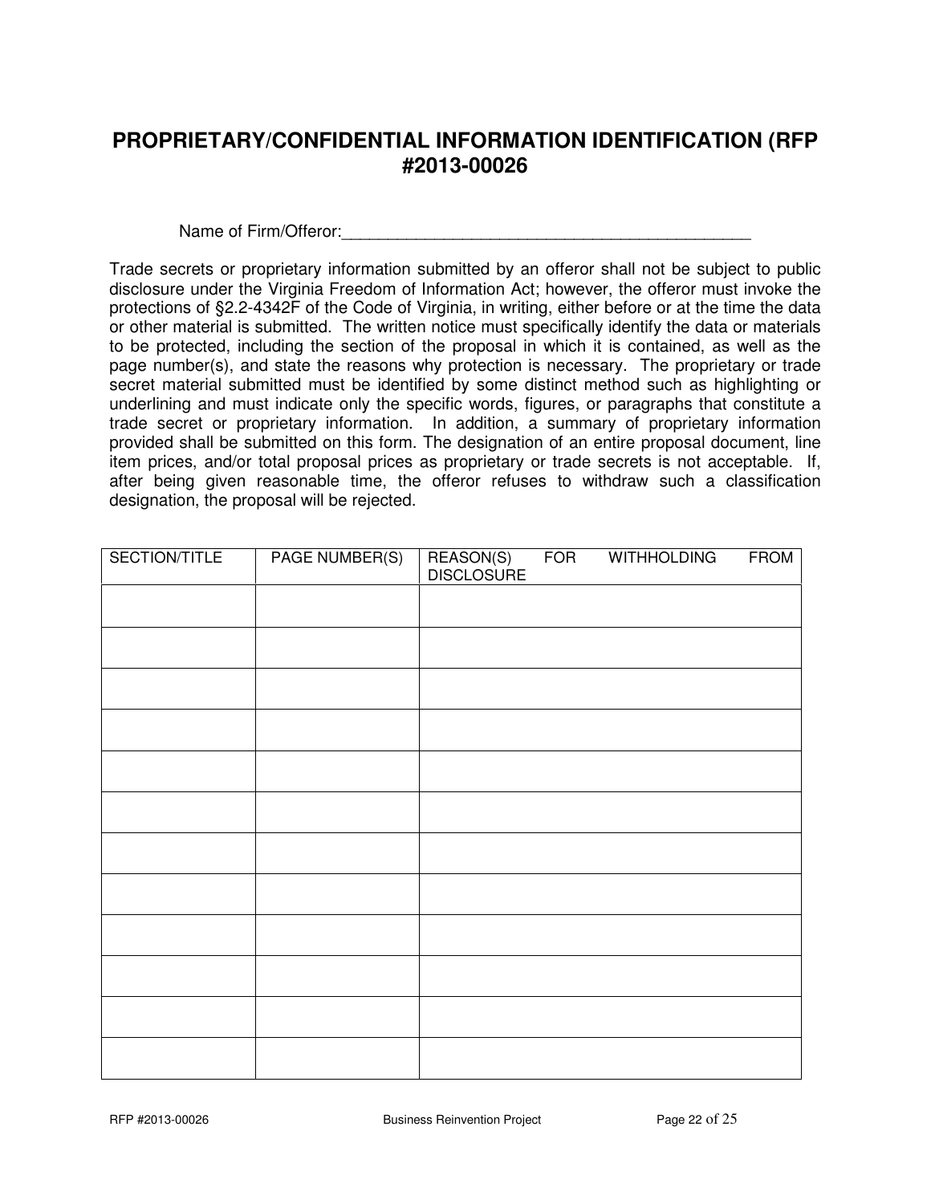## PROPRIETARY/CONFIDENTIAL INFORMATION IDENTIFICATION (RFP #2013-00026

Name of Firm/Offeror:_____________________________________________

Trade secrets or proprietary information submitted by an offeror shall not be subject to public disclosure under the Virginia Freedom of Information Act; however, the offeror must invoke the protections of §2.2-4342F of the Code of Virginia, in writing, either before or at the time the data or other material is submitted. The written notice must specifically identify the data or materials to be protected, including the section of the proposal in which it is contained, as well as the page number(s), and state the reasons why protection is necessary. The proprietary or trade secret material submitted must be identified by some distinct method such as highlighting or underlining and must indicate only the specific words, figures, or paragraphs that constitute a trade secret or proprietary information. In addition, a summary of proprietary information provided shall be submitted on this form. The designation of an entire proposal document, line item prices, and/or total proposal prices as proprietary or trade secrets is not acceptable. If, after being given reasonable time, the offeror refuses to withdraw such a classification designation, the proposal will be rejected.

| SECTION/TITLE | PAGE NUMBER(S) | REASON(S) FOR WITHHOLDING FROM DISCLOSURE |
|---|---|---|
| | | |
| | | |
| | | |
| | | |
| | | |
| | | |
| | | |
| | | |
| | | |
| | | |
| | | |
| | | |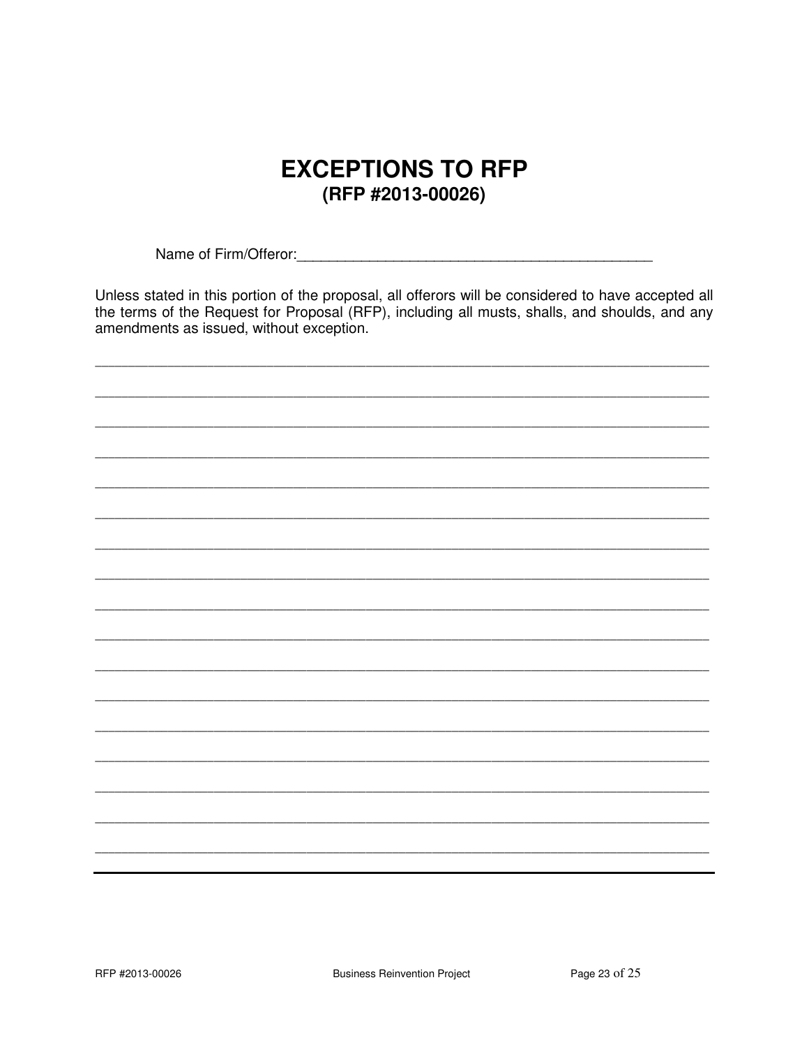# EXCEPTIONS TO RFP

**(RFP #2013-00026)**

Name of Firm/Offeror:\_\_\_\_\_\_\_\_\_\_\_\_\_\_\_\_\_\_\_\_\_\_\_\_\_\_\_\_\_\_\_\_\_\_\_\_\_\_\_\_\_\_\_\_

Unless stated in this portion of the proposal, all offerors will be considered to have accepted all the terms of the Request for Proposal (RFP), including all musts, shalls, and shoulds, and any amendments as issued, without exception.

\_\_\_\_\_\_\_\_\_\_\_\_\_\_\_\_\_\_\_\_\_\_\_\_\_\_\_\_\_\_\_\_\_\_\_\_\_\_\_\_\_\_\_\_\_\_\_\_\_\_\_\_\_\_\_\_\_\_\_\_\_\_\_\_\_\_\_\_\_\_\_\_

\_\_\_\_\_\_\_\_\_\_\_\_\_\_\_\_\_\_\_\_\_\_\_\_\_\_\_\_\_\_\_\_\_\_\_\_\_\_\_\_\_\_\_\_\_\_\_\_\_\_\_\_\_\_\_\_\_\_\_\_\_\_\_\_\_\_\_\_\_\_\_\_

\_\_\_\_\_\_\_\_\_\_\_\_\_\_\_\_\_\_\_\_\_\_\_\_\_\_\_\_\_\_\_\_\_\_\_\_\_\_\_\_\_\_\_\_\_\_\_\_\_\_\_\_\_\_\_\_\_\_\_\_\_\_\_\_\_\_\_\_\_\_\_\_

\_\_\_\_\_\_\_\_\_\_\_\_\_\_\_\_\_\_\_\_\_\_\_\_\_\_\_\_\_\_\_\_\_\_\_\_\_\_\_\_\_\_\_\_\_\_\_\_\_\_\_\_\_\_\_\_\_\_\_\_\_\_\_\_\_\_\_\_\_\_\_\_

\_\_\_\_\_\_\_\_\_\_\_\_\_\_\_\_\_\_\_\_\_\_\_\_\_\_\_\_\_\_\_\_\_\_\_\_\_\_\_\_\_\_\_\_\_\_\_\_\_\_\_\_\_\_\_\_\_\_\_\_\_\_\_\_\_\_\_\_\_\_\_\_

\_\_\_\_\_\_\_\_\_\_\_\_\_\_\_\_\_\_\_\_\_\_\_\_\_\_\_\_\_\_\_\_\_\_\_\_\_\_\_\_\_\_\_\_\_\_\_\_\_\_\_\_\_\_\_\_\_\_\_\_\_\_\_\_\_\_\_\_\_\_\_\_

\_\_\_\_\_\_\_\_\_\_\_\_\_\_\_\_\_\_\_\_\_\_\_\_\_\_\_\_\_\_\_\_\_\_\_\_\_\_\_\_\_\_\_\_\_\_\_\_\_\_\_\_\_\_\_\_\_\_\_\_\_\_\_\_\_\_\_\_\_\_\_\_

\_\_\_\_\_\_\_\_\_\_\_\_\_\_\_\_\_\_\_\_\_\_\_\_\_\_\_\_\_\_\_\_\_\_\_\_\_\_\_\_\_\_\_\_\_\_\_\_\_\_\_\_\_\_\_\_\_\_\_\_\_\_\_\_\_\_\_\_\_\_\_\_

\_\_\_\_\_\_\_\_\_\_\_\_\_\_\_\_\_\_\_\_\_\_\_\_\_\_\_\_\_\_\_\_\_\_\_\_\_\_\_\_\_\_\_\_\_\_\_\_\_\_\_\_\_\_\_\_\_\_\_\_\_\_\_\_\_\_\_\_\_\_\_\_

\_\_\_\_\_\_\_\_\_\_\_\_\_\_\_\_\_\_\_\_\_\_\_\_\_\_\_\_\_\_\_\_\_\_\_\_\_\_\_\_\_\_\_\_\_\_\_\_\_\_\_\_\_\_\_\_\_\_\_\_\_\_\_\_\_\_\_\_\_\_\_\_

\_\_\_\_\_\_\_\_\_\_\_\_\_\_\_\_\_\_\_\_\_\_\_\_\_\_\_\_\_\_\_\_\_\_\_\_\_\_\_\_\_\_\_\_\_\_\_\_\_\_\_\_\_\_\_\_\_\_\_\_\_\_\_\_\_\_\_\_\_\_\_\_

\_\_\_\_\_\_\_\_\_\_\_\_\_\_\_\_\_\_\_\_\_\_\_\_\_\_\_\_\_\_\_\_\_\_\_\_\_\_\_\_\_\_\_\_\_\_\_\_\_\_\_\_\_\_\_\_\_\_\_\_\_\_\_\_\_\_\_\_\_\_\_\_

\_\_\_\_\_\_\_\_\_\_\_\_\_\_\_\_\_\_\_\_\_\_\_\_\_\_\_\_\_\_\_\_\_\_\_\_\_\_\_\_\_\_\_\_\_\_\_\_\_\_\_\_\_\_\_\_\_\_\_\_\_\_\_\_\_\_\_\_\_\_\_\_

\_\_\_\_\_\_\_\_\_\_\_\_\_\_\_\_\_\_\_\_\_\_\_\_\_\_\_\_\_\_\_\_\_\_\_\_\_\_\_\_\_\_\_\_\_\_\_\_\_\_\_\_\_\_\_\_\_\_\_\_\_\_\_\_\_\_\_\_\_\_\_\_

\_\_\_\_\_\_\_\_\_\_\_\_\_\_\_\_\_\_\_\_\_\_\_\_\_\_\_\_\_\_\_\_\_\_\_\_\_\_\_\_\_\_\_\_\_\_\_\_\_\_\_\_\_\_\_\_\_\_\_\_\_\_\_\_\_\_\_\_\_\_\_\_

\_\_\_\_\_\_\_\_\_\_\_\_\_\_\_\_\_\_\_\_\_\_\_\_\_\_\_\_\_\_\_\_\_\_\_\_\_\_\_\_\_\_\_\_\_\_\_\_\_\_\_\_\_\_\_\_\_\_\_\_\_\_\_\_\_\_\_\_\_\_\_\_

\_\_\_\_\_\_\_\_\_\_\_\_\_\_\_\_\_\_\_\_\_\_\_\_\_\_\_\_\_\_\_\_\_\_\_\_\_\_\_\_\_\_\_\_\_\_\_\_\_\_\_\_\_\_\_\_\_\_\_\_\_\_\_\_\_\_\_\_\_\_\_\_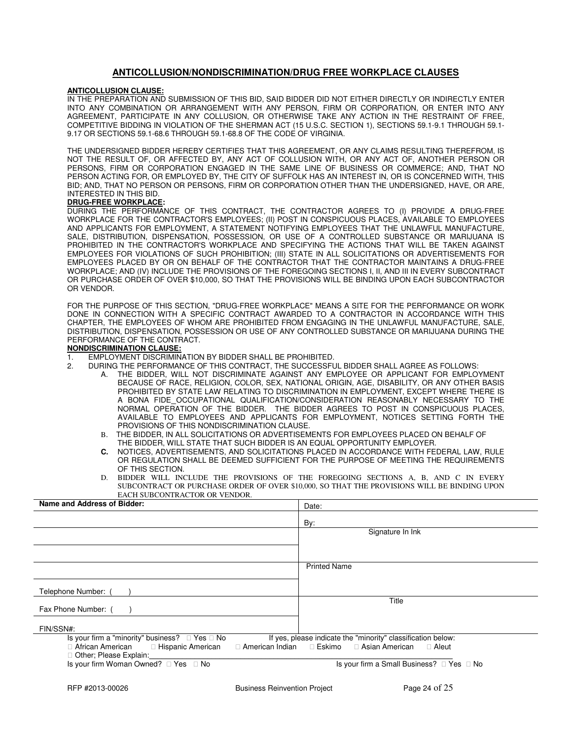## ANTICOLLUSION/NONDISCRIMINATION/DRUG FREE WORKPLACE CLAUSES

**ANTICOLLUSION CLAUSE:**

IN THE PREPARATION AND SUBMISSION OF THIS BID, SAID BIDDER DID NOT EITHER DIRECTLY OR INDIRECTLY ENTER INTO ANY COMBINATION OR ARRANGEMENT WITH ANY PERSON, FIRM OR CORPORATION, OR ENTER INTO ANY AGREEMENT, PARTICIPATE IN ANY COLLUSION, OR OTHERWISE TAKE ANY ACTION IN THE RESTRAINT OF FREE, COMPETITIVE BIDDING IN VIOLATION OF THE SHERMAN ACT (15 U.S.C. SECTION 1), SECTIONS 59.1-9.1 THROUGH 59.1-9.17 OR SECTIONS 59.1-68.6 THROUGH 59.1-68.8 OF THE CODE OF VIRGINIA.

THE UNDERSIGNED BIDDER HEREBY CERTIFIES THAT THIS AGREEMENT, OR ANY CLAIMS RESULTING THEREFROM, IS NOT THE RESULT OF, OR AFFECTED BY, ANY ACT OF COLLUSION WITH, OR ANY ACT OF, ANOTHER PERSON OR PERSONS, FIRM OR CORPORATION ENGAGED IN THE SAME LINE OF BUSINESS OR COMMERCE; AND, THAT NO PERSON ACTING FOR, OR EMPLOYED BY, THE CITY OF SUFFOLK HAS AN INTEREST IN, OR IS CONCERNED WITH, THIS BID; AND, THAT NO PERSON OR PERSONS, FIRM OR CORPORATION OTHER THAN THE UNDERSIGNED, HAVE, OR ARE, INTERESTED IN THIS BID.

**DRUG-FREE WORKPLACE:**

DURING THE PERFORMANCE OF THIS CONTRACT, THE CONTRACTOR AGREES TO (I) PROVIDE A DRUG-FREE WORKPLACE FOR THE CONTRACTOR'S EMPLOYEES; (II) POST IN CONSPICUOUS PLACES, AVAILABLE TO EMPLOYEES AND APPLICANTS FOR EMPLOYMENT, A STATEMENT NOTIFYING EMPLOYEES THAT THE UNLAWFUL MANUFACTURE, SALE, DISTRIBUTION, DISPENSATION, POSSESSION, OR USE OF A CONTROLLED SUBSTANCE OR MARIJUANA IS PROHIBITED IN THE CONTRACTOR'S WORKPLACE AND SPECIFYING THE ACTIONS THAT WILL BE TAKEN AGAINST EMPLOYEES FOR VIOLATIONS OF SUCH PROHIBITION; (III) STATE IN ALL SOLICITATIONS OR ADVERTISEMENTS FOR EMPLOYEES PLACED BY OR ON BEHALF OF THE CONTRACTOR THAT THE CONTRACTOR MAINTAINS A DRUG-FREE WORKPLACE; AND (IV) INCLUDE THE PROVISIONS OF THE FOREGOING SECTIONS I, II, AND III IN EVERY SUBCONTRACT OR PURCHASE ORDER OF OVER $10,000, SO THAT THE PROVISIONS WILL BE BINDING UPON EACH SUBCONTRACTOR OR VENDOR.

FOR THE PURPOSE OF THIS SECTION, "DRUG-FREE WORKPLACE" MEANS A SITE FOR THE PERFORMANCE OR WORK DONE IN CONNECTION WITH A SPECIFIC CONTRACT AWARDED TO A CONTRACTOR IN ACCORDANCE WITH THIS CHAPTER, THE EMPLOYEES OF WHOM ARE PROHIBITED FROM ENGAGING IN THE UNLAWFUL MANUFACTURE, SALE, DISTRIBUTION, DISPENSATION, POSSESSION OR USE OF ANY CONTROLLED SUBSTANCE OR MARIJUANA DURING THE PERFORMANCE OF THE CONTRACT.

**NONDISCRIMINATION CLAUSE:**

1. EMPLOYMENT DISCRIMINATION BY BIDDER SHALL BE PROHIBITED.
2. DURING THE PERFORMANCE OF THIS CONTRACT, THE SUCCESSFUL BIDDER SHALL AGREE AS FOLLOWS:
   - A. THE BIDDER, WILL NOT DISCRIMINATE AGAINST ANY EMPLOYEE OR APPLICANT FOR EMPLOYMENT BECAUSE OF RACE, RELIGION, COLOR, SEX, NATIONAL ORIGIN, AGE, DISABILITY, OR ANY OTHER BASIS PROHIBITED BY STATE LAW RELATING TO DISCRIMINATION IN EMPLOYMENT, EXCEPT WHERE THERE IS A BONA FIDE_OCCUPATIONAL QUALIFICATION/CONSIDERATION REASONABLY NECESSARY TO THE NORMAL OPERATION OF THE BIDDER. THE BIDDER AGREES TO POST IN CONSPICUOUS PLACES, AVAILABLE TO EMPLOYEES AND APPLICANTS FOR EMPLOYMENT, NOTICES SETTING FORTH THE PROVISIONS OF THIS NONDISCRIMINATION CLAUSE.
   - B. THE BIDDER, IN ALL SOLICITATIONS OR ADVERTISEMENTS FOR EMPLOYEES PLACED ON BEHALF OF THE BIDDER, WILL STATE THAT SUCH BIDDER IS AN EQUAL OPPORTUNITY EMPLOYER.
   - **C.** NOTICES, ADVERTISEMENTS, AND SOLICITATIONS PLACED IN ACCORDANCE WITH FEDERAL LAW, RULE OR REGULATION SHALL BE DEEMED SUFFICIENT FOR THE PURPOSE OF MEETING THE REQUIREMENTS OF THIS SECTION.
   - D. BIDDER WILL INCLUDE THE PROVISIONS OF THE FOREGOING SECTIONS A, B, AND C IN EVERY SUBCONTRACT OR PURCHASE ORDER OF OVER $10,000, SO THAT THE PROVISIONS WILL BE BINDING UPON EACH SUBCONTRACTOR OR VENDOR.

| **Name and Address of Bidder:** | Date: |
|---|---|
| | By: |
| | Signature In Ink |
| | |
| | Printed Name |
| Telephone Number: (     ) | |
| Fax Phone Number: (     ) | Title |
| FIN/SSN#: | |

Is your firm a "minority" business? ☐ Yes ☐ No　　If yes, please indicate the "minority" classification below:

☐ African American　☐ Hispanic American　☐ American Indian　☐ Eskimo　☐ Asian American　☐ Aleut

☐ Other; Please Explain:\_\_\_\_\_\_\_\_\_\_\_\_\_\_\_\_\_\_\_\_\_\_\_\_\_\_\_\_\_\_\_\_\_\_\_\_\_\_\_\_

Is your firm Woman Owned? ☐ Yes ☐ No　　Is your firm a Small Business? ☐ Yes ☐ No

RFP #2013-00026　　Business Reinvention Project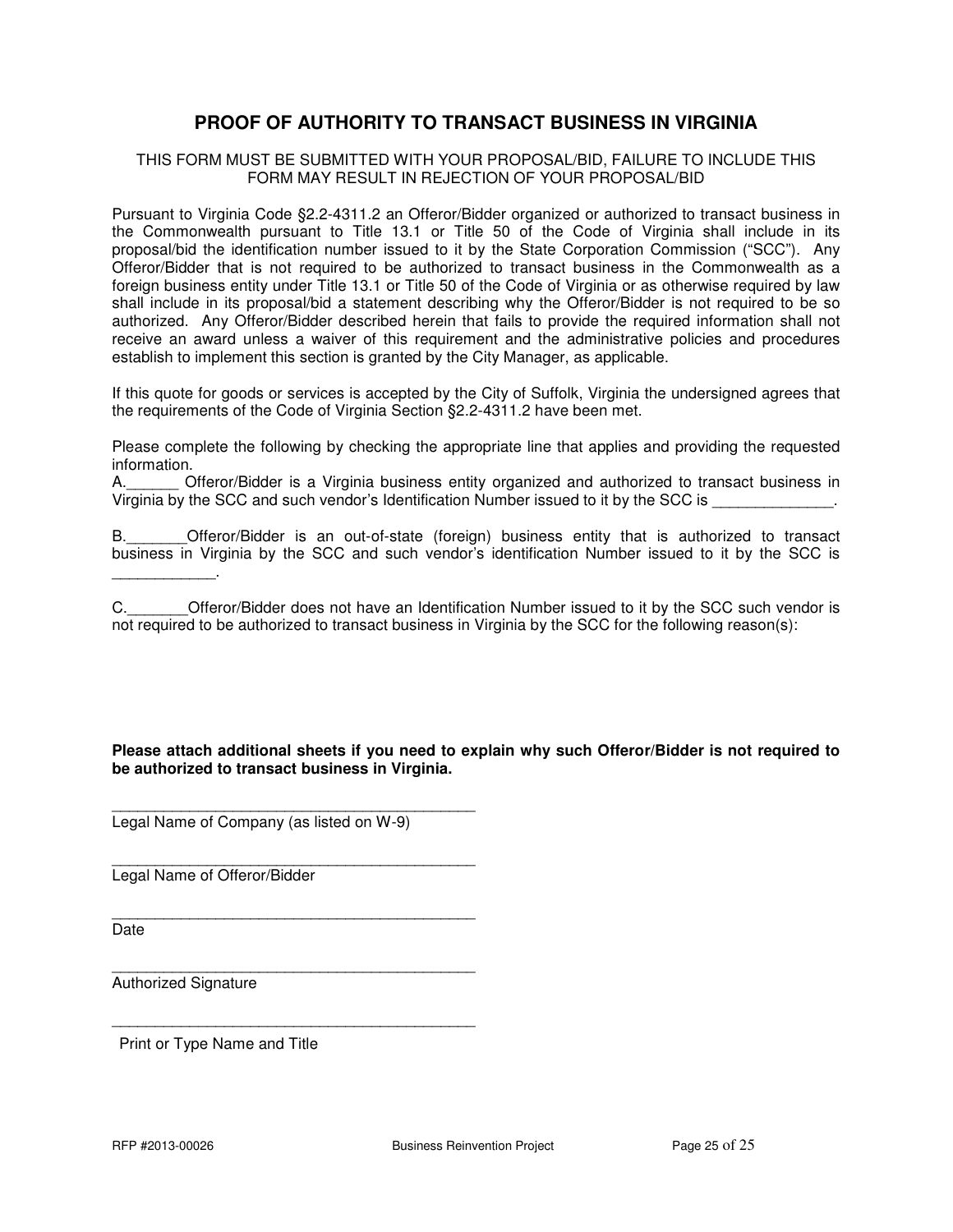# PROOF OF AUTHORITY TO TRANSACT BUSINESS IN VIRGINIA

THIS FORM MUST BE SUBMITTED WITH YOUR PROPOSAL/BID, FAILURE TO INCLUDE THIS FORM MAY RESULT IN REJECTION OF YOUR PROPOSAL/BID

Pursuant to Virginia Code §2.2-4311.2 an Offeror/Bidder organized or authorized to transact business in the Commonwealth pursuant to Title 13.1 or Title 50 of the Code of Virginia shall include in its proposal/bid the identification number issued to it by the State Corporation Commission ("SCC"). Any Offeror/Bidder that is not required to be authorized to transact business in the Commonwealth as a foreign business entity under Title 13.1 or Title 50 of the Code of Virginia or as otherwise required by law shall include in its proposal/bid a statement describing why the Offeror/Bidder is not required to be so authorized. Any Offeror/Bidder described herein that fails to provide the required information shall not receive an award unless a waiver of this requirement and the administrative policies and procedures establish to implement this section is granted by the City Manager, as applicable.

If this quote for goods or services is accepted by the City of Suffolk, Virginia the undersigned agrees that the requirements of the Code of Virginia Section §2.2-4311.2 have been met.

Please complete the following by checking the appropriate line that applies and providing the requested information.

A.______ Offeror/Bidder is a Virginia business entity organized and authorized to transact business in Virginia by the SCC and such vendor's Identification Number issued to it by the SCC is ______________.

B._______Offeror/Bidder is an out-of-state (foreign) business entity that is authorized to transact business in Virginia by the SCC and such vendor's identification Number issued to it by the SCC is ____________.

C._______Offeror/Bidder does not have an Identification Number issued to it by the SCC such vendor is not required to be authorized to transact business in Virginia by the SCC for the following reason(s):

**Please attach additional sheets if you need to explain why such Offeror/Bidder is not required to be authorized to transact business in Virginia.**

_____________________________________________
Legal Name of Company (as listed on W-9)

_____________________________________________
Legal Name of Offeror/Bidder

_____________________________________________
Date

_____________________________________________
Authorized Signature

_____________________________________________
Print or Type Name and Title